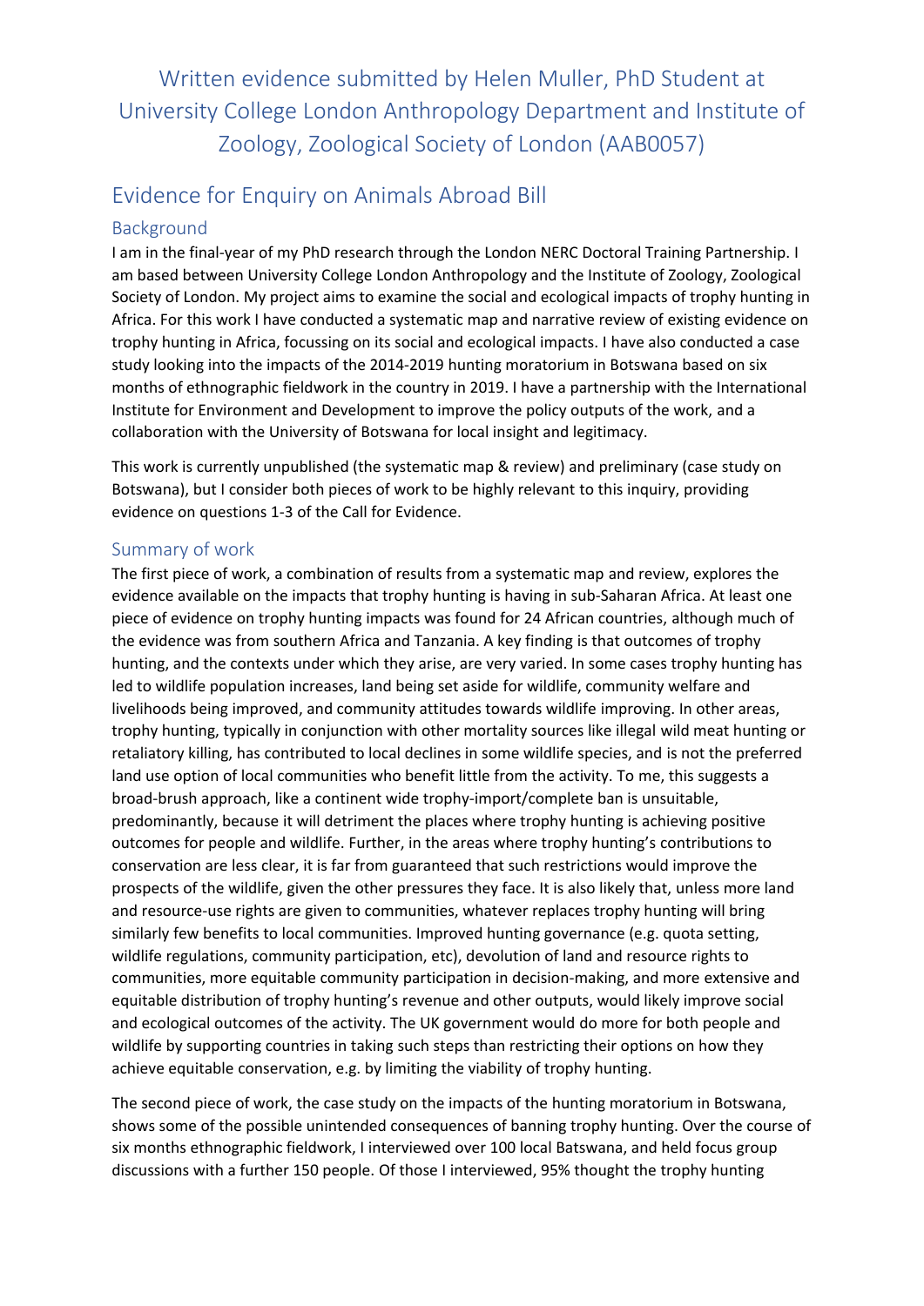# Written evidence submitted by Helen Muller, PhD Student at University College London Anthropology Department and Institute of Zoology, Zoological Society of London (AAB0057)

## Evidence for Enquiry on Animals Abroad Bill

### Background

I am in the final-year of my PhD research through the London NERC Doctoral Training Partnership. I am based between University College London Anthropology and the Institute of Zoology, Zoological Society of London. My project aims to examine the social and ecological impacts of trophy hunting in Africa. For this work I have conducted a systematic map and narrative review of existing evidence on trophy hunting in Africa, focussing on its social and ecological impacts. I have also conducted a case study looking into the impacts of the 2014-2019 hunting moratorium in Botswana based on six months of ethnographic fieldwork in the country in 2019. I have a partnership with the International Institute for Environment and Development to improve the policy outputs of the work, and a collaboration with the University of Botswana for local insight and legitimacy.

This work is currently unpublished (the systematic map & review) and preliminary (case study on Botswana), but I consider both pieces of work to be highly relevant to this inquiry, providing evidence on questions 1-3 of the Call for Evidence.

### Summary of work

The first piece of work, a combination of results from a systematic map and review, explores the evidence available on the impacts that trophy hunting is having in sub-Saharan Africa. At least one piece of evidence on trophy hunting impacts was found for 24 African countries, although much of the evidence was from southern Africa and Tanzania. A key finding is that outcomes of trophy hunting, and the contexts under which they arise, are very varied. In some cases trophy hunting has led to wildlife population increases, land being set aside for wildlife, community welfare and livelihoods being improved, and community attitudes towards wildlife improving. In other areas, trophy hunting, typically in conjunction with other mortality sources like illegal wild meat hunting or retaliatory killing, has contributed to local declines in some wildlife species, and is not the preferred land use option of local communities who benefit little from the activity. To me, this suggests a broad-brush approach, like a continent wide trophy-import/complete ban is unsuitable, predominantly, because it will detriment the places where trophy hunting is achieving positive outcomes for people and wildlife. Further, in the areas where trophy hunting's contributions to conservation are less clear, it is far from guaranteed that such restrictions would improve the prospects of the wildlife, given the other pressures they face. It is also likely that, unless more land and resource-use rights are given to communities, whatever replaces trophy hunting will bring similarly few benefits to local communities. Improved hunting governance (e.g. quota setting, wildlife regulations, community participation, etc), devolution of land and resource rights to communities, more equitable community participation in decision-making, and more extensive and equitable distribution of trophy hunting's revenue and other outputs, would likely improve social and ecological outcomes of the activity. The UK government would do more for both people and wildlife by supporting countries in taking such steps than restricting their options on how they achieve equitable conservation, e.g. by limiting the viability of trophy hunting.

The second piece of work, the case study on the impacts of the hunting moratorium in Botswana, shows some of the possible unintended consequences of banning trophy hunting. Over the course of six months ethnographic fieldwork, I interviewed over 100 local Batswana, and held focus group discussions with a further 150 people. Of those I interviewed, 95% thought the trophy hunting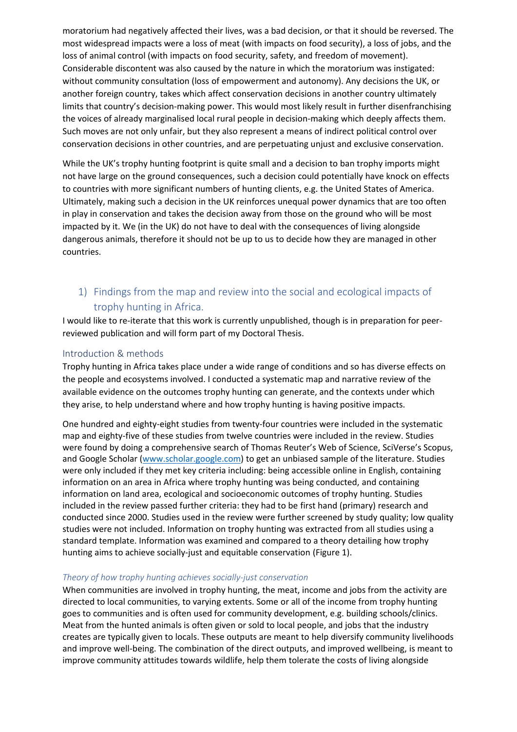moratorium had negatively affected their lives, was a bad decision, or that it should be reversed. The most widespread impacts were a loss of meat (with impacts on food security), a loss of jobs, and the loss of animal control (with impacts on food security, safety, and freedom of movement). Considerable discontent was also caused by the nature in which the moratorium was instigated: without community consultation (loss of empowerment and autonomy). Any decisions the UK, or another foreign country, takes which affect conservation decisions in another country ultimately limits that country's decision-making power. This would most likely result in further disenfranchising the voices of already marginalised local rural people in decision-making which deeply affects them. Such moves are not only unfair, but they also represent a means of indirect political control over conservation decisions in other countries, and are perpetuating unjust and exclusive conservation.

While the UK's trophy hunting footprint is quite small and a decision to ban trophy imports might not have large on the ground consequences, such a decision could potentially have knock on effects to countries with more significant numbers of hunting clients, e.g. the United States of America. Ultimately, making such a decision in the UK reinforces unequal power dynamics that are too often in play in conservation and takes the decision away from those on the ground who will be most impacted by it. We (in the UK) do not have to deal with the consequences of living alongside dangerous animals, therefore it should not be up to us to decide how they are managed in other countries.

## 1) Findings from the map and review into the social and ecological impacts of trophy hunting in Africa.

I would like to re-iterate that this work is currently unpublished, though is in preparation for peer-reviewed publication and will form part of my Doctoral Thesis.

### Introduction & methods

Trophy hunting in Africa takes place under a wide range of conditions and so has diverse effects on the people and ecosystems involved. I conducted a systematic map and narrative review of the available evidence on the outcomes trophy hunting can generate, and the contexts under which they arise, to help understand where and how trophy hunting is having positive impacts.

One hundred and eighty-eight studies from twenty-four countries were included in the systematic map and eighty-five of these studies from twelve countries were included in the review. Studies were found by doing a comprehensive search of Thomas Reuter's Web of Science, SciVerse's Scopus, and Google Scholar (www.scholar.google.com) to get an unbiased sample of the literature. Studies were only included if they met key criteria including: being accessible online in English, containing information on an area in Africa where trophy hunting was being conducted, and containing information on land area, ecological and socioeconomic outcomes of trophy hunting. Studies included in the review passed further criteria: they had to be first hand (primary) research and conducted since 2000. Studies used in the review were further screened by study quality; low quality studies were not included. Information on trophy hunting was extracted from all studies using a standard template. Information was examined and compared to a theory detailing how trophy hunting aims to achieve socially-just and equitable conservation (Figure 1).

#### *Theory of how trophy hunting achieves socially-just conservation*

When communities are involved in trophy hunting, the meat, income and jobs from the activity are directed to local communities, to varying extents. Some or all of the income from trophy hunting goes to communities and is often used for community development, e.g. building schools/clinics. Meat from the hunted animals is often given or sold to local people, and jobs that the industry creates are typically given to locals. These outputs are meant to help diversify community livelihoods and improve well-being. The combination of the direct outputs, and improved wellbeing, is meant to improve community attitudes towards wildlife, help them tolerate the costs of living alongside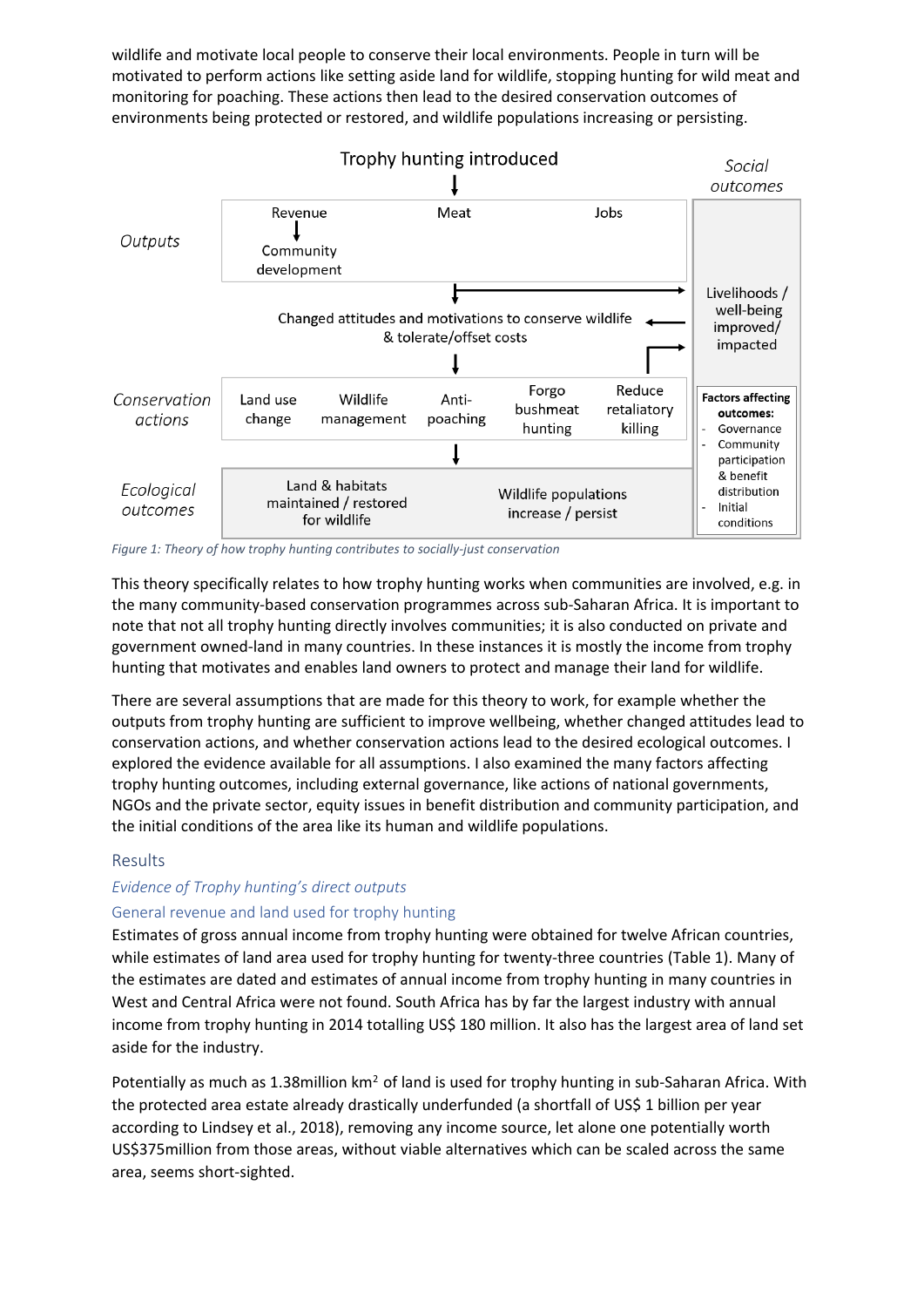wildlife and motivate local people to conserve their local environments. People in turn will be motivated to perform actions like setting aside land for wildlife, stopping hunting for wild meat and monitoring for poaching. These actions then lead to the desired conservation outcomes of environments being protected or restored, and wildlife populations increasing or persisting.

Trophy hunting introduced

*Social outcomes*

*Outputs*: Revenue → Community development; Meat; Jobs

Changed attitudes and motivations to conserve wildlife & tolerate/offset costs

Livelihoods / well-being improved/ impacted

*Conservation actions*: Land use change; Wildlife management; Anti-poaching; Forgo bushmeat hunting; Reduce retaliatory killing

**Factors affecting outcomes:**
- Governance
- Community participation & benefit distribution
- Initial conditions

*Ecological outcomes*: Land & habitats maintained / restored for wildlife; Wildlife populations increase / persist

*Figure 1: Theory of how trophy hunting contributes to socially-just conservation*

This theory specifically relates to how trophy hunting works when communities are involved, e.g. in the many community-based conservation programmes across sub-Saharan Africa. It is important to note that not all trophy hunting directly involves communities; it is also conducted on private and government owned-land in many countries. In these instances it is mostly the income from trophy hunting that motivates and enables land owners to protect and manage their land for wildlife.

There are several assumptions that are made for this theory to work, for example whether the outputs from trophy hunting are sufficient to improve wellbeing, whether changed attitudes lead to conservation actions, and whether conservation actions lead to the desired ecological outcomes. I explored the evidence available for all assumptions. I also examined the many factors affecting trophy hunting outcomes, including external governance, like actions of national governments, NGOs and the private sector, equity issues in benefit distribution and community participation, and the initial conditions of the area like its human and wildlife populations.

## Results

### *Evidence of Trophy hunting's direct outputs*

### General revenue and land used for trophy hunting

Estimates of gross annual income from trophy hunting were obtained for twelve African countries, while estimates of land area used for trophy hunting for twenty-three countries (Table 1). Many of the estimates are dated and estimates of annual income from trophy hunting in many countries in West and Central Africa were not found. South Africa has by far the largest industry with annual income from trophy hunting in 2014 totalling US$ 180 million. It also has the largest area of land set aside for the industry.

Potentially as much as 1.38million km$^2$ of land is used for trophy hunting in sub-Saharan Africa. With the protected area estate already drastically underfunded (a shortfall of US$ 1 billion per year according to Lindsey et al., 2018), removing any income source, let alone one potentially worth US$375million from those areas, without viable alternatives which can be scaled across the same area, seems short-sighted.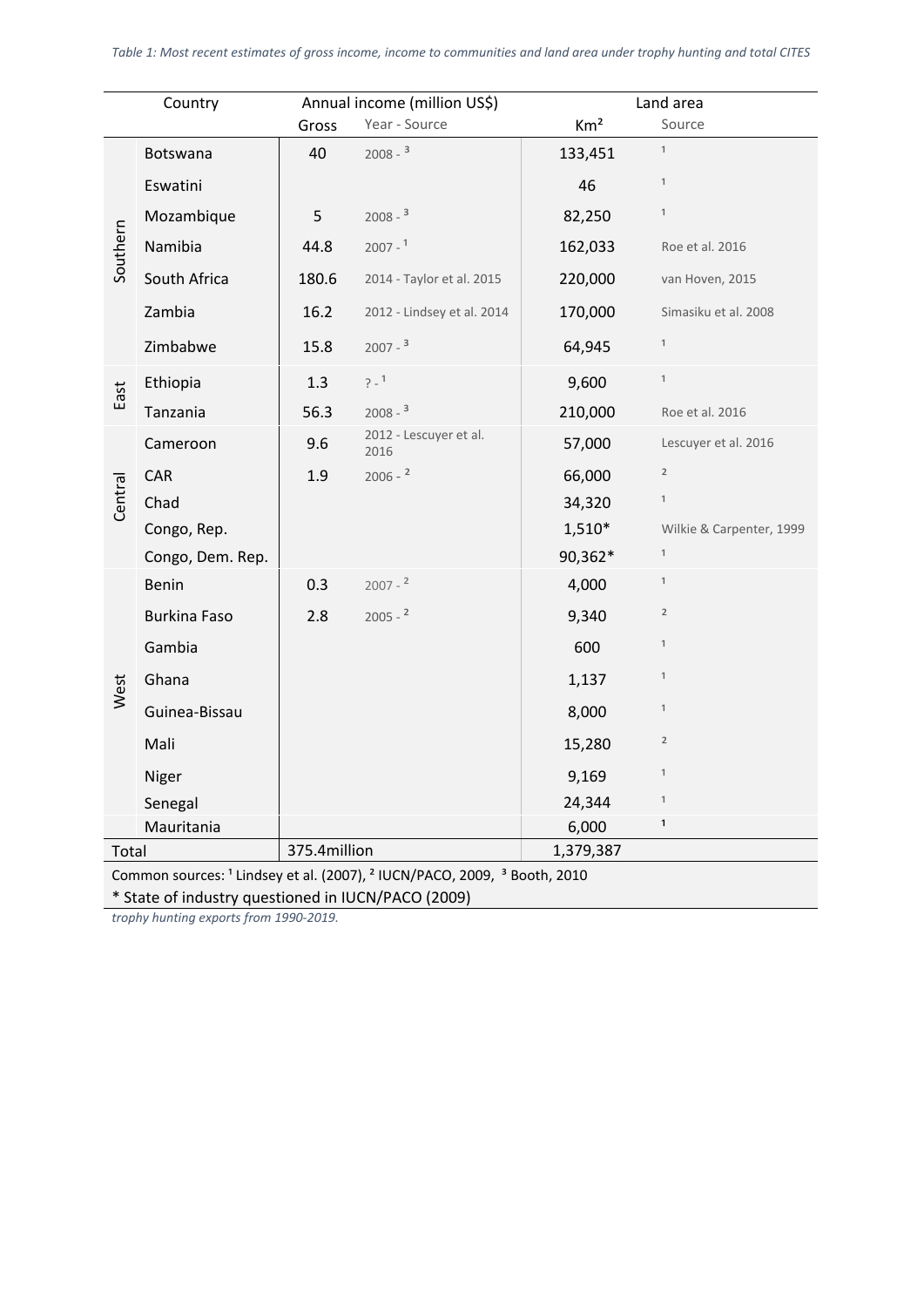*Table 1: Most recent estimates of gross income, income to communities and land area under trophy hunting and total CITES trophy hunting exports from 1990-2019.*

| | Country | Annual income (million US$) | | Land area | |
|---|---|---|---|---|---|
| | | Gross | Year - Source | Km² | Source |
| Southern | Botswana | 40 | 2008 - [3] | 133,451 | [1] |
| | Eswatini | | | 46 | [1] |
| | Mozambique | 5 | 2008 - [3] | 82,250 | [1] |
| | Namibia | 44.8 | 2007 - [1] | 162,033 | Roe et al. 2016 |
| | South Africa | 180.6 | 2014 - Taylor et al. 2015 | 220,000 | van Hoven, 2015 |
| | Zambia | 16.2 | 2012 - Lindsey et al. 2014 | 170,000 | Simasiku et al. 2008 |
| | Zimbabwe | 15.8 | 2007 - [3] | 64,945 | [1] |
| East | Ethiopia | 1.3 | ? - [1] | 9,600 | [1] |
| | Tanzania | 56.3 | 2008 - [3] | 210,000 | Roe et al. 2016 |
| Central | Cameroon | 9.6 | 2012 - Lescuyer et al. 2016 | 57,000 | Lescuyer et al. 2016 |
| | CAR | 1.9 | 2006 - [2] | 66,000 | [2] |
| | Chad | | | 34,320 | [1] |
| | Congo, Rep. | | | 1,510* | Wilkie & Carpenter, 1999 |
| | Congo, Dem. Rep. | | | 90,362* | [1] |
| West | Benin | 0.3 | 2007 - [2] | 4,000 | [1] |
| | Burkina Faso | 2.8 | 2005 - [2] | 9,340 | [2] |
| | Gambia | | | 600 | [1] |
| | Ghana | | | 1,137 | [1] |
| | Guinea-Bissau | | | 8,000 | [1] |
| | Mali | | | 15,280 | [2] |
| | Niger | | | 9,169 | [1] |
| | Senegal | | | 24,344 | [1] |
| | Mauritania | | | 6,000 | [1] |
| Total | | 375.4million | | 1,379,387 | |

Common sources: [1] Lindsey et al. (2007), [2] IUCN/PACO, 2009, [3] Booth, 2010

\* State of industry questioned in IUCN/PACO (2009)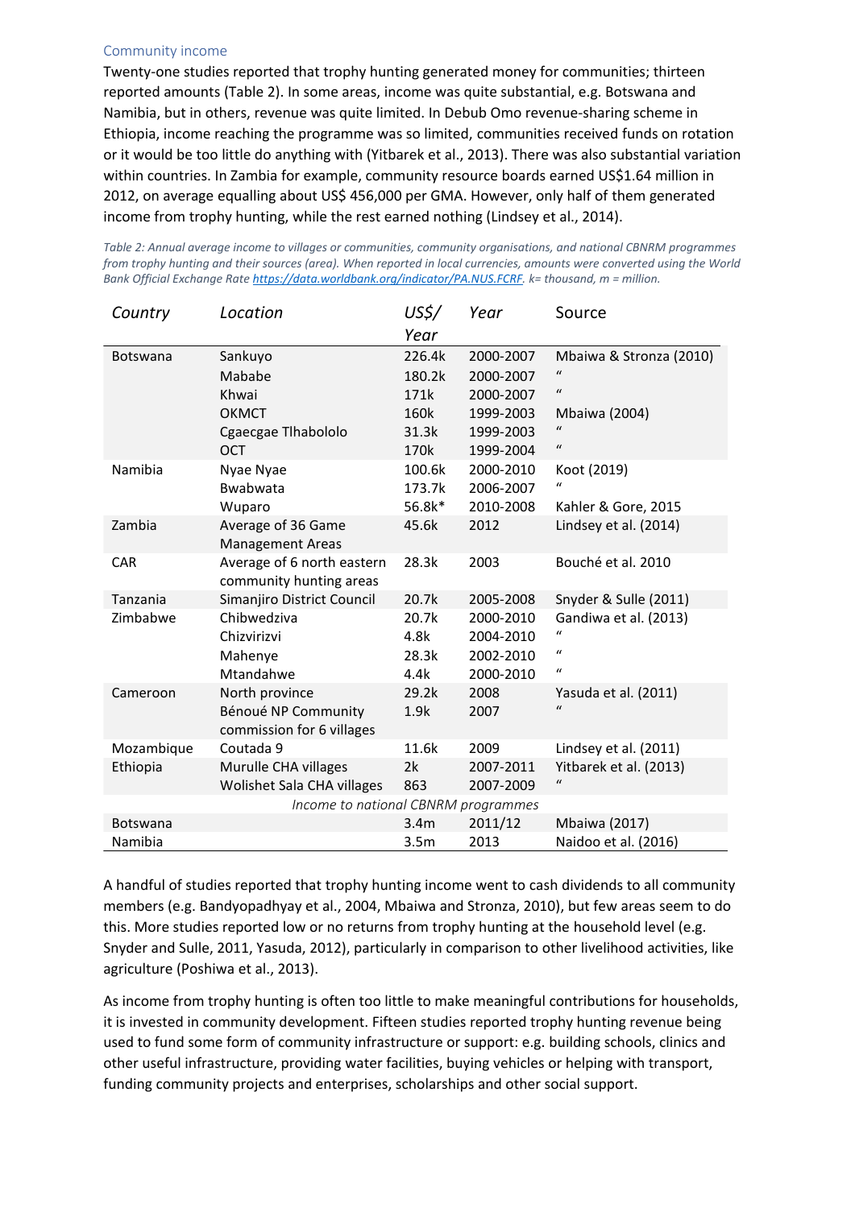### Community income

Twenty-one studies reported that trophy hunting generated money for communities; thirteen reported amounts (Table 2). In some areas, income was quite substantial, e.g. Botswana and Namibia, but in others, revenue was quite limited. In Debub Omo revenue-sharing scheme in Ethiopia, income reaching the programme was so limited, communities received funds on rotation or it would be too little do anything with (Yitbarek et al., 2013). There was also substantial variation within countries. In Zambia for example, community resource boards earned US$1.64 million in 2012, on average equalling about US$ 456,000 per GMA. However, only half of them generated income from trophy hunting, while the rest earned nothing (Lindsey et al., 2014).

*Table 2: Annual average income to villages or communities, community organisations, and national CBNRM programmes from trophy hunting and their sources (area). When reported in local currencies, amounts were converted using the World Bank Official Exchange Rate https://data.worldbank.org/indicator/PA.NUS.FCRF. k= thousand, m = million.*

| *Country* | *Location* | *US$/ Year* | *Year* | Source |
|---|---|---|---|---|
| Botswana | Sankuyo | 226.4k | 2000-2007 | Mbaiwa & Stronza (2010) |
| | Mababe | 180.2k | 2000-2007 | " |
| | Khwai | 171k | 2000-2007 | " |
| | OKMCT | 160k | 1999-2003 | Mbaiwa (2004) |
| | Cgaecgae Tlhabololo | 31.3k | 1999-2003 | " |
| | OCT | 170k | 1999-2004 | " |
| Namibia | Nyae Nyae | 100.6k | 2000-2010 | Koot (2019) |
| | Bwabwata | 173.7k | 2006-2007 | " |
| | Wuparo | 56.8k* | 2010-2008 | Kahler & Gore, 2015 |
| Zambia | Average of 36 Game Management Areas | 45.6k | 2012 | Lindsey et al. (2014) |
| CAR | Average of 6 north eastern community hunting areas | 28.3k | 2003 | Bouché et al. 2010 |
| Tanzania | Simanjiro District Council | 20.7k | 2005-2008 | Snyder & Sulle (2011) |
| Zimbabwe | Chibwedziva | 20.7k | 2000-2010 | Gandiwa et al. (2013) |
| | Chizvirizvi | 4.8k | 2004-2010 | " |
| | Mahenye | 28.3k | 2002-2010 | " |
| | Mtandahwe | 4.4k | 2000-2010 | " |
| Cameroon | North province | 29.2k | 2008 | Yasuda et al. (2011) |
| | Bénoué NP Community commission for 6 villages | 1.9k | 2007 | " |
| Mozambique | Coutada 9 | 11.6k | 2009 | Lindsey et al. (2011) |
| Ethiopia | Murulle CHA villages | 2k | 2007-2011 | Yitbarek et al. (2013) |
| | Wolishet Sala CHA villages | 863 | 2007-2009 | " |
| | *Income to national CBNRM programmes* | | | |
| Botswana | | 3.4m | 2011/12 | Mbaiwa (2017) |
| Namibia | | 3.5m | 2013 | Naidoo et al. (2016) |

A handful of studies reported that trophy hunting income went to cash dividends to all community members (e.g. Bandyopadhyay et al., 2004, Mbaiwa and Stronza, 2010), but few areas seem to do this. More studies reported low or no returns from trophy hunting at the household level (e.g. Snyder and Sulle, 2011, Yasuda, 2012), particularly in comparison to other livelihood activities, like agriculture (Poshiwa et al., 2013).

As income from trophy hunting is often too little to make meaningful contributions for households, it is invested in community development. Fifteen studies reported trophy hunting revenue being used to fund some form of community infrastructure or support: e.g. building schools, clinics and other useful infrastructure, providing water facilities, buying vehicles or helping with transport, funding community projects and enterprises, scholarships and other social support.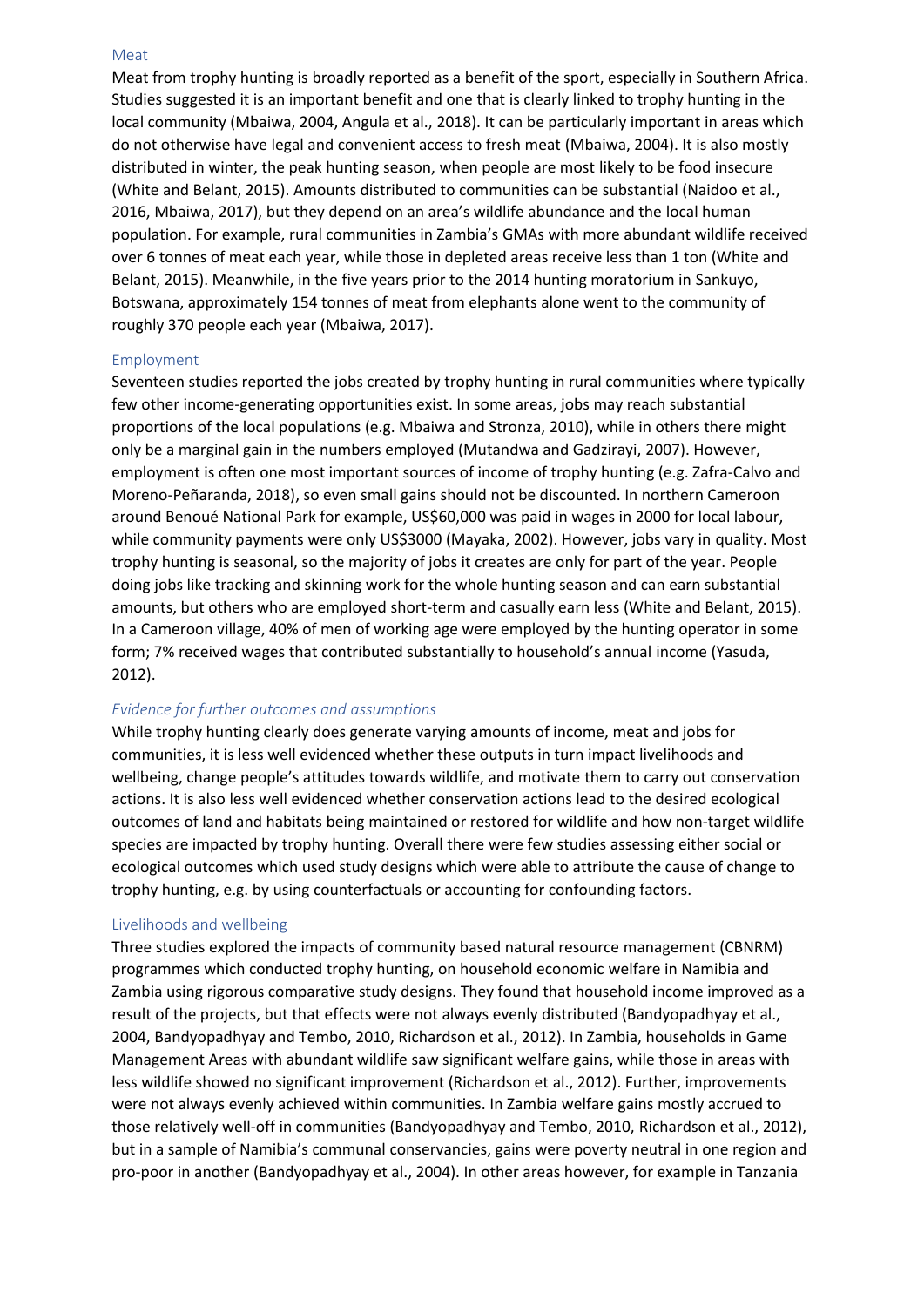### Meat

Meat from trophy hunting is broadly reported as a benefit of the sport, especially in Southern Africa. Studies suggested it is an important benefit and one that is clearly linked to trophy hunting in the local community (Mbaiwa, 2004, Angula et al., 2018). It can be particularly important in areas which do not otherwise have legal and convenient access to fresh meat (Mbaiwa, 2004). It is also mostly distributed in winter, the peak hunting season, when people are most likely to be food insecure (White and Belant, 2015). Amounts distributed to communities can be substantial (Naidoo et al., 2016, Mbaiwa, 2017), but they depend on an area's wildlife abundance and the local human population. For example, rural communities in Zambia's GMAs with more abundant wildlife received over 6 tonnes of meat each year, while those in depleted areas receive less than 1 ton (White and Belant, 2015). Meanwhile, in the five years prior to the 2014 hunting moratorium in Sankuyo, Botswana, approximately 154 tonnes of meat from elephants alone went to the community of roughly 370 people each year (Mbaiwa, 2017).

### Employment

Seventeen studies reported the jobs created by trophy hunting in rural communities where typically few other income-generating opportunities exist. In some areas, jobs may reach substantial proportions of the local populations (e.g. Mbaiwa and Stronza, 2010), while in others there might only be a marginal gain in the numbers employed (Mutandwa and Gadzirayi, 2007). However, employment is often one most important sources of income of trophy hunting (e.g. Zafra-Calvo and Moreno-Peñaranda, 2018), so even small gains should not be discounted. In northern Cameroon around Benoué National Park for example, US$60,000 was paid in wages in 2000 for local labour, while community payments were only US$3000 (Mayaka, 2002). However, jobs vary in quality. Most trophy hunting is seasonal, so the majority of jobs it creates are only for part of the year. People doing jobs like tracking and skinning work for the whole hunting season and can earn substantial amounts, but others who are employed short-term and casually earn less (White and Belant, 2015). In a Cameroon village, 40% of men of working age were employed by the hunting operator in some form; 7% received wages that contributed substantially to household's annual income (Yasuda, 2012).

### *Evidence for further outcomes and assumptions*

While trophy hunting clearly does generate varying amounts of income, meat and jobs for communities, it is less well evidenced whether these outputs in turn impact livelihoods and wellbeing, change people's attitudes towards wildlife, and motivate them to carry out conservation actions. It is also less well evidenced whether conservation actions lead to the desired ecological outcomes of land and habitats being maintained or restored for wildlife and how non-target wildlife species are impacted by trophy hunting. Overall there were few studies assessing either social or ecological outcomes which used study designs which were able to attribute the cause of change to trophy hunting, e.g. by using counterfactuals or accounting for confounding factors.

### Livelihoods and wellbeing

Three studies explored the impacts of community based natural resource management (CBNRM) programmes which conducted trophy hunting, on household economic welfare in Namibia and Zambia using rigorous comparative study designs. They found that household income improved as a result of the projects, but that effects were not always evenly distributed (Bandyopadhyay et al., 2004, Bandyopadhyay and Tembo, 2010, Richardson et al., 2012). In Zambia, households in Game Management Areas with abundant wildlife saw significant welfare gains, while those in areas with less wildlife showed no significant improvement (Richardson et al., 2012). Further, improvements were not always evenly achieved within communities. In Zambia welfare gains mostly accrued to those relatively well-off in communities (Bandyopadhyay and Tembo, 2010, Richardson et al., 2012), but in a sample of Namibia's communal conservancies, gains were poverty neutral in one region and pro-poor in another (Bandyopadhyay et al., 2004). In other areas however, for example in Tanzania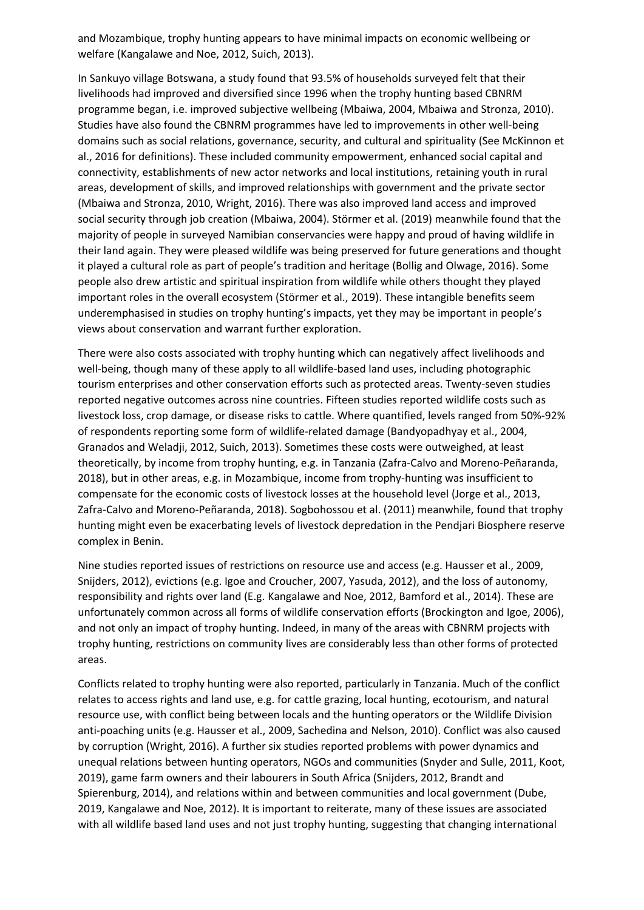and Mozambique, trophy hunting appears to have minimal impacts on economic wellbeing or welfare (Kangalawe and Noe, 2012, Suich, 2013).

In Sankuyo village Botswana, a study found that 93.5% of households surveyed felt that their livelihoods had improved and diversified since 1996 when the trophy hunting based CBNRM programme began, i.e. improved subjective wellbeing (Mbaiwa, 2004, Mbaiwa and Stronza, 2010). Studies have also found the CBNRM programmes have led to improvements in other well-being domains such as social relations, governance, security, and cultural and spirituality (See McKinnon et al., 2016 for definitions). These included community empowerment, enhanced social capital and connectivity, establishments of new actor networks and local institutions, retaining youth in rural areas, development of skills, and improved relationships with government and the private sector (Mbaiwa and Stronza, 2010, Wright, 2016). There was also improved land access and improved social security through job creation (Mbaiwa, 2004). Störmer et al. (2019) meanwhile found that the majority of people in surveyed Namibian conservancies were happy and proud of having wildlife in their land again. They were pleased wildlife was being preserved for future generations and thought it played a cultural role as part of people's tradition and heritage (Bollig and Olwage, 2016). Some people also drew artistic and spiritual inspiration from wildlife while others thought they played important roles in the overall ecosystem (Störmer et al., 2019). These intangible benefits seem underemphasised in studies on trophy hunting's impacts, yet they may be important in people's views about conservation and warrant further exploration.

There were also costs associated with trophy hunting which can negatively affect livelihoods and well-being, though many of these apply to all wildlife-based land uses, including photographic tourism enterprises and other conservation efforts such as protected areas. Twenty-seven studies reported negative outcomes across nine countries. Fifteen studies reported wildlife costs such as livestock loss, crop damage, or disease risks to cattle. Where quantified, levels ranged from 50%-92% of respondents reporting some form of wildlife-related damage (Bandyopadhyay et al., 2004, Granados and Weladji, 2012, Suich, 2013). Sometimes these costs were outweighed, at least theoretically, by income from trophy hunting, e.g. in Tanzania (Zafra-Calvo and Moreno-Peñaranda, 2018), but in other areas, e.g. in Mozambique, income from trophy-hunting was insufficient to compensate for the economic costs of livestock losses at the household level (Jorge et al., 2013, Zafra-Calvo and Moreno-Peñaranda, 2018). Sogbohossou et al. (2011) meanwhile, found that trophy hunting might even be exacerbating levels of livestock depredation in the Pendjari Biosphere reserve complex in Benin.

Nine studies reported issues of restrictions on resource use and access (e.g. Hausser et al., 2009, Snijders, 2012), evictions (e.g. Igoe and Croucher, 2007, Yasuda, 2012), and the loss of autonomy, responsibility and rights over land (E.g. Kangalawe and Noe, 2012, Bamford et al., 2014). These are unfortunately common across all forms of wildlife conservation efforts (Brockington and Igoe, 2006), and not only an impact of trophy hunting. Indeed, in many of the areas with CBNRM projects with trophy hunting, restrictions on community lives are considerably less than other forms of protected areas.

Conflicts related to trophy hunting were also reported, particularly in Tanzania. Much of the conflict relates to access rights and land use, e.g. for cattle grazing, local hunting, ecotourism, and natural resource use, with conflict being between locals and the hunting operators or the Wildlife Division anti-poaching units (e.g. Hausser et al., 2009, Sachedina and Nelson, 2010). Conflict was also caused by corruption (Wright, 2016). A further six studies reported problems with power dynamics and unequal relations between hunting operators, NGOs and communities (Snyder and Sulle, 2011, Koot, 2019), game farm owners and their labourers in South Africa (Snijders, 2012, Brandt and Spierenburg, 2014), and relations within and between communities and local government (Dube, 2019, Kangalawe and Noe, 2012). It is important to reiterate, many of these issues are associated with all wildlife based land uses and not just trophy hunting, suggesting that changing international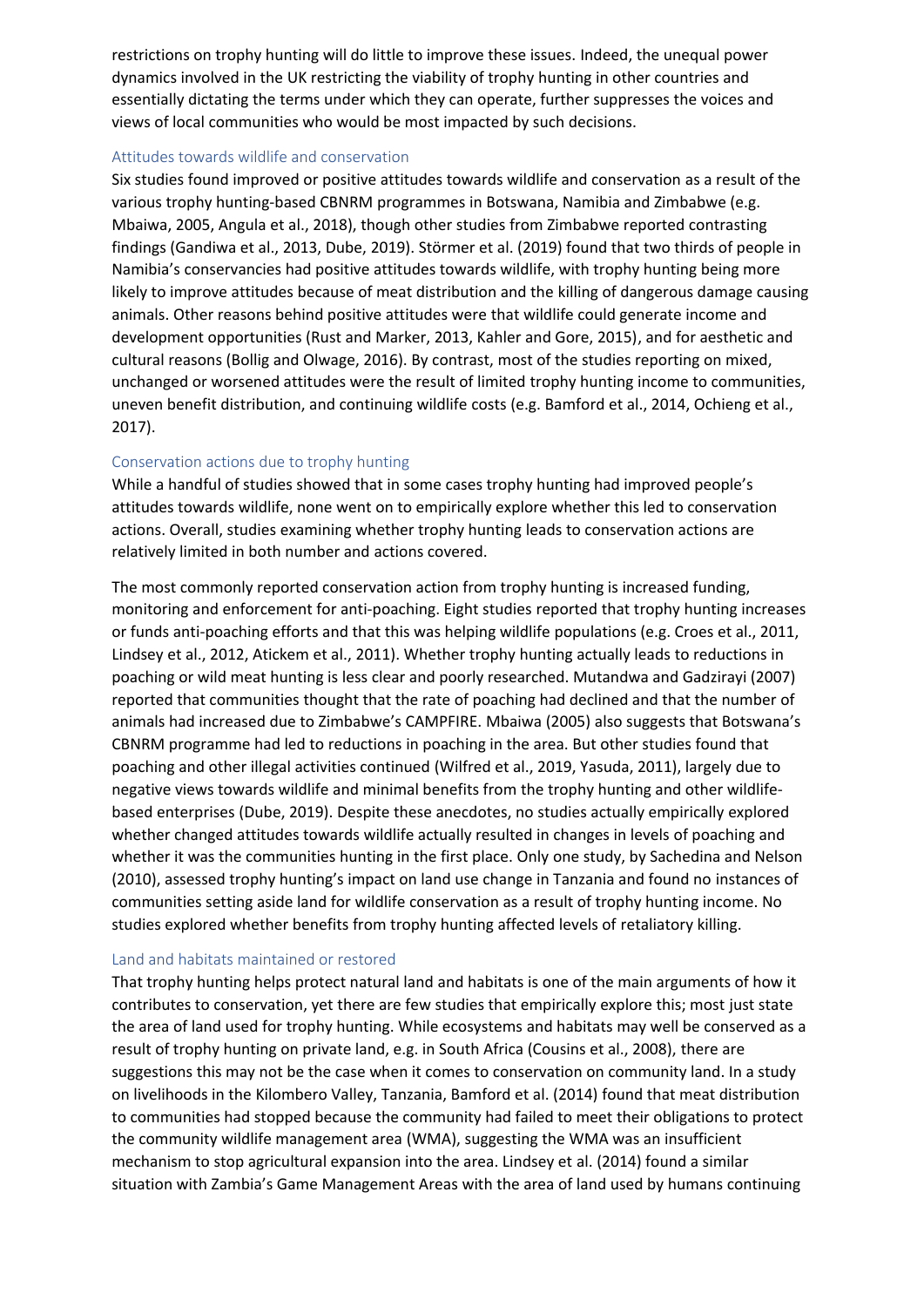restrictions on trophy hunting will do little to improve these issues. Indeed, the unequal power dynamics involved in the UK restricting the viability of trophy hunting in other countries and essentially dictating the terms under which they can operate, further suppresses the voices and views of local communities who would be most impacted by such decisions.

### Attitudes towards wildlife and conservation

Six studies found improved or positive attitudes towards wildlife and conservation as a result of the various trophy hunting-based CBNRM programmes in Botswana, Namibia and Zimbabwe (e.g. Mbaiwa, 2005, Angula et al., 2018), though other studies from Zimbabwe reported contrasting findings (Gandiwa et al., 2013, Dube, 2019). Störmer et al. (2019) found that two thirds of people in Namibia's conservancies had positive attitudes towards wildlife, with trophy hunting being more likely to improve attitudes because of meat distribution and the killing of dangerous damage causing animals. Other reasons behind positive attitudes were that wildlife could generate income and development opportunities (Rust and Marker, 2013, Kahler and Gore, 2015), and for aesthetic and cultural reasons (Bollig and Olwage, 2016). By contrast, most of the studies reporting on mixed, unchanged or worsened attitudes were the result of limited trophy hunting income to communities, uneven benefit distribution, and continuing wildlife costs (e.g. Bamford et al., 2014, Ochieng et al., 2017).

### Conservation actions due to trophy hunting

While a handful of studies showed that in some cases trophy hunting had improved people's attitudes towards wildlife, none went on to empirically explore whether this led to conservation actions. Overall, studies examining whether trophy hunting leads to conservation actions are relatively limited in both number and actions covered.

The most commonly reported conservation action from trophy hunting is increased funding, monitoring and enforcement for anti-poaching. Eight studies reported that trophy hunting increases or funds anti-poaching efforts and that this was helping wildlife populations (e.g. Croes et al., 2011, Lindsey et al., 2012, Atickem et al., 2011). Whether trophy hunting actually leads to reductions in poaching or wild meat hunting is less clear and poorly researched. Mutandwa and Gadzirayi (2007) reported that communities thought that the rate of poaching had declined and that the number of animals had increased due to Zimbabwe's CAMPFIRE. Mbaiwa (2005) also suggests that Botswana's CBNRM programme had led to reductions in poaching in the area. But other studies found that poaching and other illegal activities continued (Wilfred et al., 2019, Yasuda, 2011), largely due to negative views towards wildlife and minimal benefits from the trophy hunting and other wildlife-based enterprises (Dube, 2019). Despite these anecdotes, no studies actually empirically explored whether changed attitudes towards wildlife actually resulted in changes in levels of poaching and whether it was the communities hunting in the first place. Only one study, by Sachedina and Nelson (2010), assessed trophy hunting's impact on land use change in Tanzania and found no instances of communities setting aside land for wildlife conservation as a result of trophy hunting income. No studies explored whether benefits from trophy hunting affected levels of retaliatory killing.

### Land and habitats maintained or restored

That trophy hunting helps protect natural land and habitats is one of the main arguments of how it contributes to conservation, yet there are few studies that empirically explore this; most just state the area of land used for trophy hunting. While ecosystems and habitats may well be conserved as a result of trophy hunting on private land, e.g. in South Africa (Cousins et al., 2008), there are suggestions this may not be the case when it comes to conservation on community land. In a study on livelihoods in the Kilombero Valley, Tanzania, Bamford et al. (2014) found that meat distribution to communities had stopped because the community had failed to meet their obligations to protect the community wildlife management area (WMA), suggesting the WMA was an insufficient mechanism to stop agricultural expansion into the area. Lindsey et al. (2014) found a similar situation with Zambia's Game Management Areas with the area of land used by humans continuing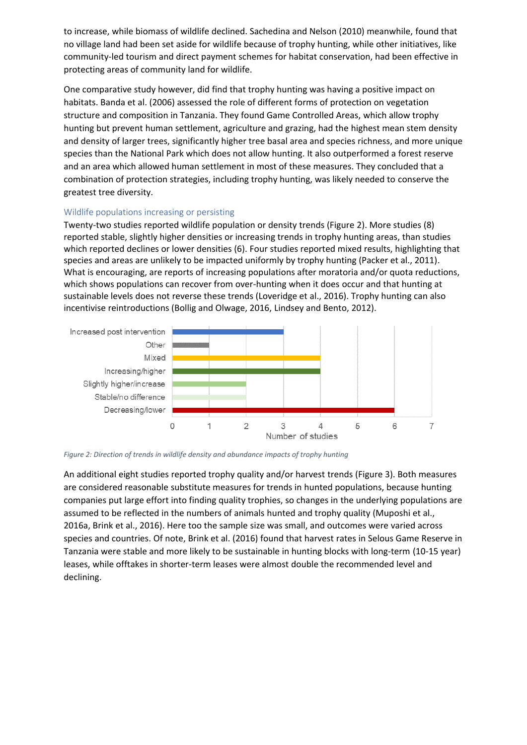to increase, while biomass of wildlife declined. Sachedina and Nelson (2010) meanwhile, found that no village land had been set aside for wildlife because of trophy hunting, while other initiatives, like community-led tourism and direct payment schemes for habitat conservation, had been effective in protecting areas of community land for wildlife.

One comparative study however, did find that trophy hunting was having a positive impact on habitats. Banda et al. (2006) assessed the role of different forms of protection on vegetation structure and composition in Tanzania. They found Game Controlled Areas, which allow trophy hunting but prevent human settlement, agriculture and grazing, had the highest mean stem density and density of larger trees, significantly higher tree basal area and species richness, and more unique species than the National Park which does not allow hunting. It also outperformed a forest reserve and an area which allowed human settlement in most of these measures. They concluded that a combination of protection strategies, including trophy hunting, was likely needed to conserve the greatest tree diversity.

### Wildlife populations increasing or persisting

Twenty-two studies reported wildlife population or density trends (Figure 2). More studies (8) reported stable, slightly higher densities or increasing trends in trophy hunting areas, than studies which reported declines or lower densities (6). Four studies reported mixed results, highlighting that species and areas are unlikely to be impacted uniformly by trophy hunting (Packer et al., 2011). What is encouraging, are reports of increasing populations after moratoria and/or quota reductions, which shows populations can recover from over-hunting when it does occur and that hunting at sustainable levels does not reverse these trends (Loveridge et al., 2016). Trophy hunting can also incentivise reintroductions (Bollig and Olwage, 2016, Lindsey and Bento, 2012).

| Trend | Number of studies |
|---|---|
| Increased post intervention | 3 |
| Other | 1 |
| Mixed | 4 |
| Increasing/higher | 4 |
| Slightly higher/increase | 2 |
| Stable/no difference | 2 |
| Decreasing/lower | 6 |

*Figure 2: Direction of trends in wildlife density and abundance impacts of trophy hunting*

An additional eight studies reported trophy quality and/or harvest trends (Figure 3). Both measures are considered reasonable substitute measures for trends in hunted populations, because hunting companies put large effort into finding quality trophies, so changes in the underlying populations are assumed to be reflected in the numbers of animals hunted and trophy quality (Muposhi et al., 2016a, Brink et al., 2016). Here too the sample size was small, and outcomes were varied across species and countries. Of note, Brink et al. (2016) found that harvest rates in Selous Game Reserve in Tanzania were stable and more likely to be sustainable in hunting blocks with long-term (10-15 year) leases, while offtakes in shorter-term leases were almost double the recommended level and declining.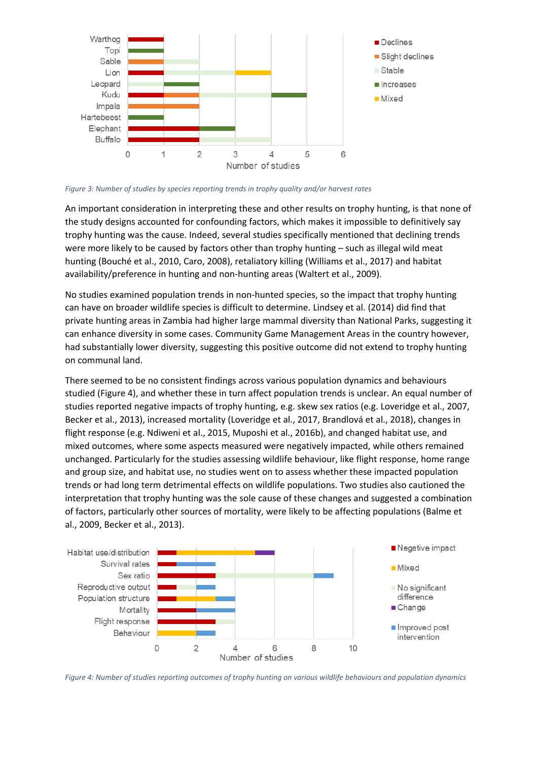*Figure 3: Number of studies by species reporting trends in trophy quality and/or harvest rates*

An important consideration in interpreting these and other results on trophy hunting, is that none of the study designs accounted for confounding factors, which makes it impossible to definitively say trophy hunting was the cause. Indeed, several studies specifically mentioned that declining trends were more likely to be caused by factors other than trophy hunting – such as illegal wild meat hunting (Bouché et al., 2010, Caro, 2008), retaliatory killing (Williams et al., 2017) and habitat availability/preference in hunting and non-hunting areas (Waltert et al., 2009).

No studies examined population trends in non-hunted species, so the impact that trophy hunting can have on broader wildlife species is difficult to determine. Lindsey et al. (2014) did find that private hunting areas in Zambia had higher large mammal diversity than National Parks, suggesting it can enhance diversity in some cases. Community Game Management Areas in the country however, had substantially lower diversity, suggesting this positive outcome did not extend to trophy hunting on communal land.

There seemed to be no consistent findings across various population dynamics and behaviours studied (Figure 4), and whether these in turn affect population trends is unclear. An equal number of studies reported negative impacts of trophy hunting, e.g. skew sex ratios (e.g. Loveridge et al., 2007, Becker et al., 2013), increased mortality (Loveridge et al., 2017, Brandlová et al., 2018), changes in flight response (e.g. Ndiweni et al., 2015, Muposhi et al., 2016b), and changed habitat use, and mixed outcomes, where some aspects measured were negatively impacted, while others remained unchanged. Particularly for the studies assessing wildlife behaviour, like flight response, home range and group size, and habitat use, no studies went on to assess whether these impacted population trends or had long term detrimental effects on wildlife populations. Two studies also cautioned the interpretation that trophy hunting was the sole cause of these changes and suggested a combination of factors, particularly other sources of mortality, were likely to be affecting populations (Balme et al., 2009, Becker et al., 2013).

*Figure 4: Number of studies reporting outcomes of trophy hunting on various wildlife behaviours and population dynamics*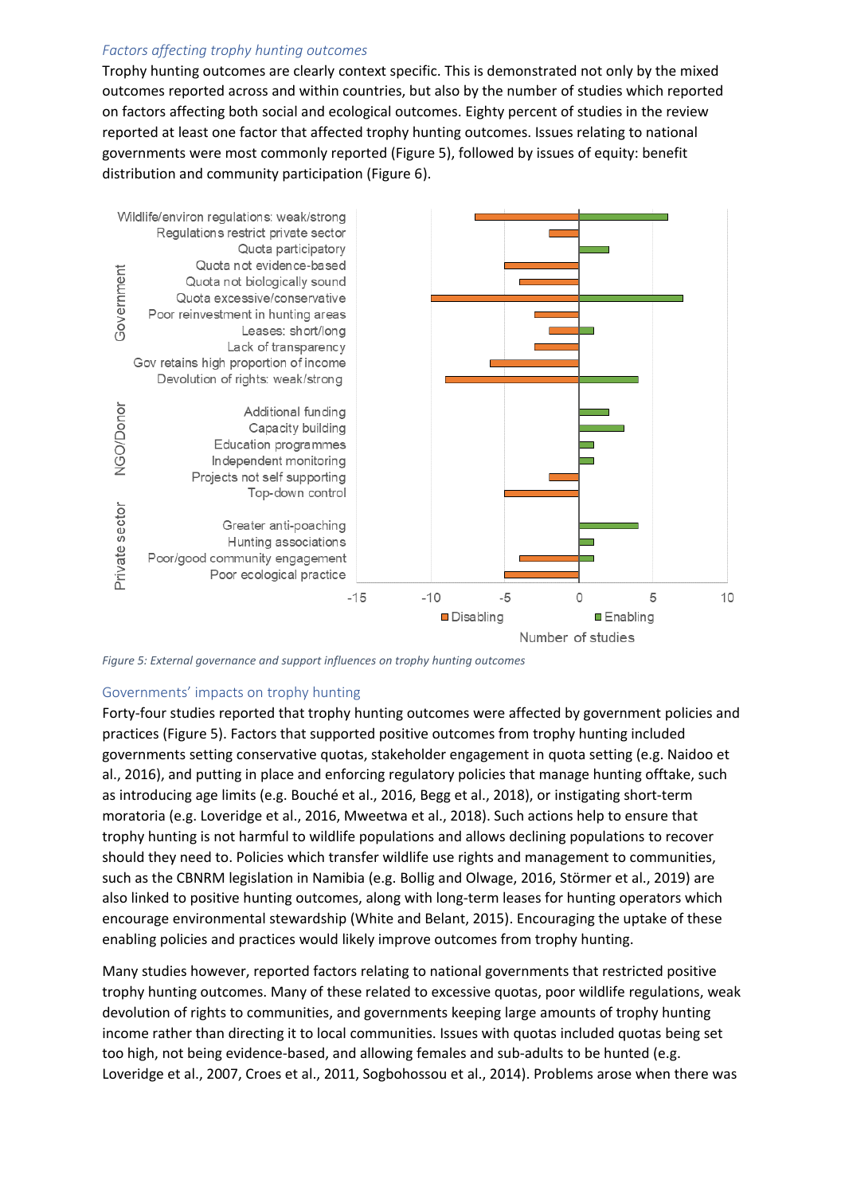*Factors affecting trophy hunting outcomes*

Trophy hunting outcomes are clearly context specific. This is demonstrated not only by the mixed outcomes reported across and within countries, but also by the number of studies which reported on factors affecting both social and ecological outcomes. Eighty percent of studies in the review reported at least one factor that affected trophy hunting outcomes. Issues relating to national governments were most commonly reported (Figure 5), followed by issues of equity: benefit distribution and community participation (Figure 6).

*Figure 5: External governance and support influences on trophy hunting outcomes*

## Governments' impacts on trophy hunting

Forty-four studies reported that trophy hunting outcomes were affected by government policies and practices (Figure 5). Factors that supported positive outcomes from trophy hunting included governments setting conservative quotas, stakeholder engagement in quota setting (e.g. Naidoo et al., 2016), and putting in place and enforcing regulatory policies that manage hunting offtake, such as introducing age limits (e.g. Bouché et al., 2016, Begg et al., 2018), or instigating short-term moratoria (e.g. Loveridge et al., 2016, Mweetwa et al., 2018). Such actions help to ensure that trophy hunting is not harmful to wildlife populations and allows declining populations to recover should they need to. Policies which transfer wildlife use rights and management to communities, such as the CBNRM legislation in Namibia (e.g. Bollig and Olwage, 2016, Störmer et al., 2019) are also linked to positive hunting outcomes, along with long-term leases for hunting operators which encourage environmental stewardship (White and Belant, 2015). Encouraging the uptake of these enabling policies and practices would likely improve outcomes from trophy hunting.

Many studies however, reported factors relating to national governments that restricted positive trophy hunting outcomes. Many of these related to excessive quotas, poor wildlife regulations, weak devolution of rights to communities, and governments keeping large amounts of trophy hunting income rather than directing it to local communities. Issues with quotas included quotas being set too high, not being evidence-based, and allowing females and sub-adults to be hunted (e.g. Loveridge et al., 2007, Croes et al., 2011, Sogbohossou et al., 2014). Problems arose when there was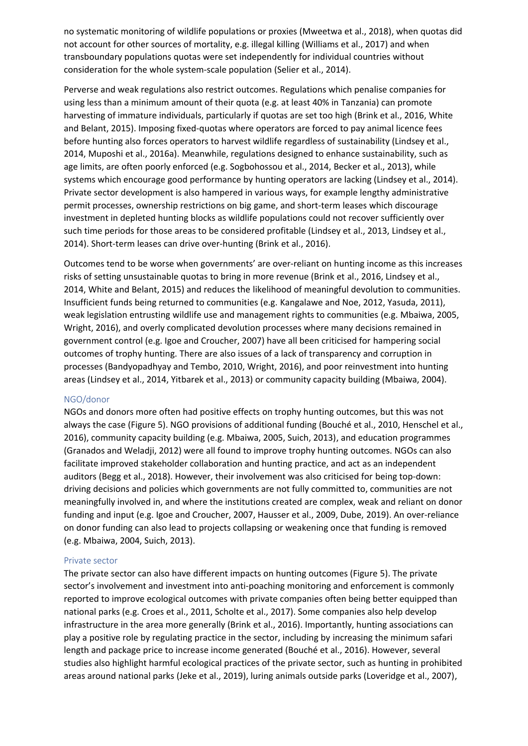no systematic monitoring of wildlife populations or proxies (Mweetwa et al., 2018), when quotas did not account for other sources of mortality, e.g. illegal killing (Williams et al., 2017) and when transboundary populations quotas were set independently for individual countries without consideration for the whole system-scale population (Selier et al., 2014).

Perverse and weak regulations also restrict outcomes. Regulations which penalise companies for using less than a minimum amount of their quota (e.g. at least 40% in Tanzania) can promote harvesting of immature individuals, particularly if quotas are set too high (Brink et al., 2016, White and Belant, 2015). Imposing fixed-quotas where operators are forced to pay animal licence fees before hunting also forces operators to harvest wildlife regardless of sustainability (Lindsey et al., 2014, Muposhi et al., 2016a). Meanwhile, regulations designed to enhance sustainability, such as age limits, are often poorly enforced (e.g. Sogbohossou et al., 2014, Becker et al., 2013), while systems which encourage good performance by hunting operators are lacking (Lindsey et al., 2014). Private sector development is also hampered in various ways, for example lengthy administrative permit processes, ownership restrictions on big game, and short-term leases which discourage investment in depleted hunting blocks as wildlife populations could not recover sufficiently over such time periods for those areas to be considered profitable (Lindsey et al., 2013, Lindsey et al., 2014). Short-term leases can drive over-hunting (Brink et al., 2016).

Outcomes tend to be worse when governments' are over-reliant on hunting income as this increases risks of setting unsustainable quotas to bring in more revenue (Brink et al., 2016, Lindsey et al., 2014, White and Belant, 2015) and reduces the likelihood of meaningful devolution to communities. Insufficient funds being returned to communities (e.g. Kangalawe and Noe, 2012, Yasuda, 2011), weak legislation entrusting wildlife use and management rights to communities (e.g. Mbaiwa, 2005, Wright, 2016), and overly complicated devolution processes where many decisions remained in government control (e.g. Igoe and Croucher, 2007) have all been criticised for hampering social outcomes of trophy hunting. There are also issues of a lack of transparency and corruption in processes (Bandyopadhyay and Tembo, 2010, Wright, 2016), and poor reinvestment into hunting areas (Lindsey et al., 2014, Yitbarek et al., 2013) or community capacity building (Mbaiwa, 2004).

### NGO/donor

NGOs and donors more often had positive effects on trophy hunting outcomes, but this was not always the case (Figure 5). NGO provisions of additional funding (Bouché et al., 2010, Henschel et al., 2016), community capacity building (e.g. Mbaiwa, 2005, Suich, 2013), and education programmes (Granados and Weladji, 2012) were all found to improve trophy hunting outcomes. NGOs can also facilitate improved stakeholder collaboration and hunting practice, and act as an independent auditors (Begg et al., 2018). However, their involvement was also criticised for being top-down: driving decisions and policies which governments are not fully committed to, communities are not meaningfully involved in, and where the institutions created are complex, weak and reliant on donor funding and input (e.g. Igoe and Croucher, 2007, Hausser et al., 2009, Dube, 2019). An over-reliance on donor funding can also lead to projects collapsing or weakening once that funding is removed (e.g. Mbaiwa, 2004, Suich, 2013).

### Private sector

The private sector can also have different impacts on hunting outcomes (Figure 5). The private sector's involvement and investment into anti-poaching monitoring and enforcement is commonly reported to improve ecological outcomes with private companies often being better equipped than national parks (e.g. Croes et al., 2011, Scholte et al., 2017). Some companies also help develop infrastructure in the area more generally (Brink et al., 2016). Importantly, hunting associations can play a positive role by regulating practice in the sector, including by increasing the minimum safari length and package price to increase income generated (Bouché et al., 2016). However, several studies also highlight harmful ecological practices of the private sector, such as hunting in prohibited areas around national parks (Jeke et al., 2019), luring animals outside parks (Loveridge et al., 2007),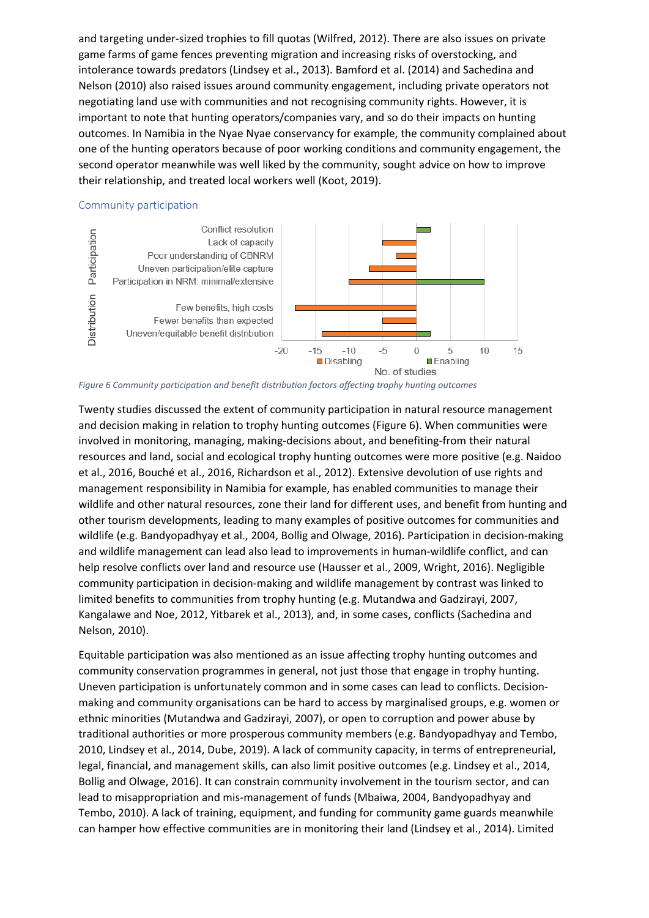and targeting under-sized trophies to fill quotas (Wilfred, 2012). There are also issues on private game farms of game fences preventing migration and increasing risks of overstocking, and intolerance towards predators (Lindsey et al., 2013). Bamford et al. (2014) and Sachedina and Nelson (2010) also raised issues around community engagement, including private operators not negotiating land use with communities and not recognising community rights. However, it is important to note that hunting operators/companies vary, and so do their impacts on hunting outcomes. In Namibia in the Nyae Nyae conservancy for example, the community complained about one of the hunting operators because of poor working conditions and community engagement, the second operator meanwhile was well liked by the community, sought advice on how to improve their relationship, and treated local workers well (Koot, 2019).

### Community participation

*Figure 6 Community participation and benefit distribution factors affecting trophy hunting outcomes*

Twenty studies discussed the extent of community participation in natural resource management and decision making in relation to trophy hunting outcomes (Figure 6). When communities were involved in monitoring, managing, making-decisions about, and benefiting-from their natural resources and land, social and ecological trophy hunting outcomes were more positive (e.g. Naidoo et al., 2016, Bouché et al., 2016, Richardson et al., 2012). Extensive devolution of use rights and management responsibility in Namibia for example, has enabled communities to manage their wildlife and other natural resources, zone their land for different uses, and benefit from hunting and other tourism developments, leading to many examples of positive outcomes for communities and wildlife (e.g. Bandyopadhyay et al., 2004, Bollig and Olwage, 2016). Participation in decision-making and wildlife management can lead also lead to improvements in human-wildlife conflict, and can help resolve conflicts over land and resource use (Hausser et al., 2009, Wright, 2016). Negligible community participation in decision-making and wildlife management by contrast was linked to limited benefits to communities from trophy hunting (e.g. Mutandwa and Gadzirayi, 2007, Kangalawe and Noe, 2012, Yitbarek et al., 2013), and, in some cases, conflicts (Sachedina and Nelson, 2010).

Equitable participation was also mentioned as an issue affecting trophy hunting outcomes and community conservation programmes in general, not just those that engage in trophy hunting. Uneven participation is unfortunately common and in some cases can lead to conflicts. Decision-making and community organisations can be hard to access by marginalised groups, e.g. women or ethnic minorities (Mutandwa and Gadzirayi, 2007), or open to corruption and power abuse by traditional authorities or more prosperous community members (e.g. Bandyopadhyay and Tembo, 2010, Lindsey et al., 2014, Dube, 2019). A lack of community capacity, in terms of entrepreneurial, legal, financial, and management skills, can also limit positive outcomes (e.g. Lindsey et al., 2014, Bollig and Olwage, 2016). It can constrain community involvement in the tourism sector, and can lead to misappropriation and mis-management of funds (Mbaiwa, 2004, Bandyopadhyay and Tembo, 2010). A lack of training, equipment, and funding for community game guards meanwhile can hamper how effective communities are in monitoring their land (Lindsey et al., 2014). Limited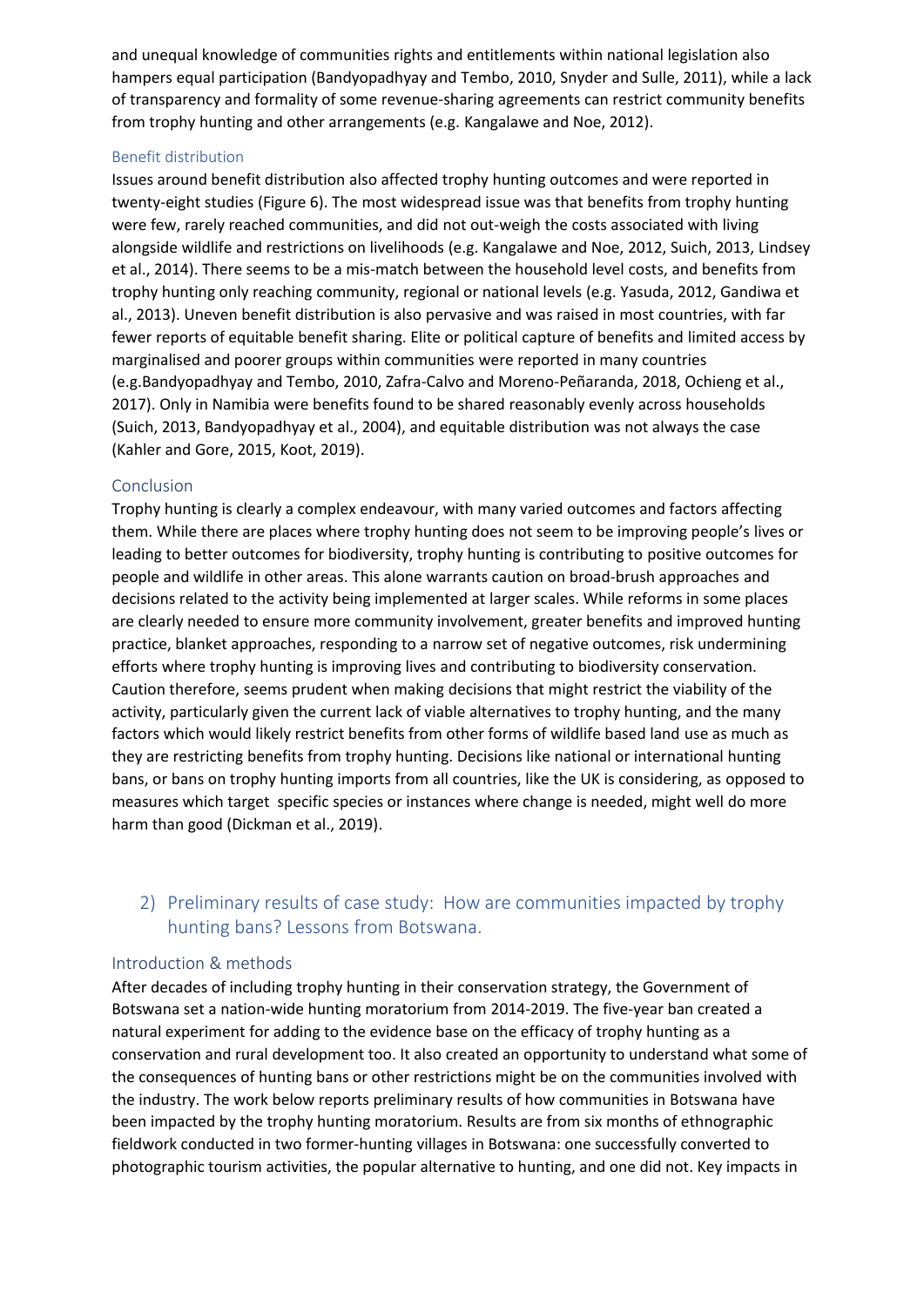and unequal knowledge of communities rights and entitlements within national legislation also hampers equal participation (Bandyopadhyay and Tembo, 2010, Snyder and Sulle, 2011), while a lack of transparency and formality of some revenue-sharing agreements can restrict community benefits from trophy hunting and other arrangements (e.g. Kangalawe and Noe, 2012).

### Benefit distribution

Issues around benefit distribution also affected trophy hunting outcomes and were reported in twenty-eight studies (Figure 6). The most widespread issue was that benefits from trophy hunting were few, rarely reached communities, and did not out-weigh the costs associated with living alongside wildlife and restrictions on livelihoods (e.g. Kangalawe and Noe, 2012, Suich, 2013, Lindsey et al., 2014). There seems to be a mis-match between the household level costs, and benefits from trophy hunting only reaching community, regional or national levels (e.g. Yasuda, 2012, Gandiwa et al., 2013). Uneven benefit distribution is also pervasive and was raised in most countries, with far fewer reports of equitable benefit sharing. Elite or political capture of benefits and limited access by marginalised and poorer groups within communities were reported in many countries (e.g.Bandyopadhyay and Tembo, 2010, Zafra-Calvo and Moreno-Peñaranda, 2018, Ochieng et al., 2017). Only in Namibia were benefits found to be shared reasonably evenly across households (Suich, 2013, Bandyopadhyay et al., 2004), and equitable distribution was not always the case (Kahler and Gore, 2015, Koot, 2019).

### Conclusion

Trophy hunting is clearly a complex endeavour, with many varied outcomes and factors affecting them. While there are places where trophy hunting does not seem to be improving people's lives or leading to better outcomes for biodiversity, trophy hunting is contributing to positive outcomes for people and wildlife in other areas. This alone warrants caution on broad-brush approaches and decisions related to the activity being implemented at larger scales. While reforms in some places are clearly needed to ensure more community involvement, greater benefits and improved hunting practice, blanket approaches, responding to a narrow set of negative outcomes, risk undermining efforts where trophy hunting is improving lives and contributing to biodiversity conservation. Caution therefore, seems prudent when making decisions that might restrict the viability of the activity, particularly given the current lack of viable alternatives to trophy hunting, and the many factors which would likely restrict benefits from other forms of wildlife based land use as much as they are restricting benefits from trophy hunting. Decisions like national or international hunting bans, or bans on trophy hunting imports from all countries, like the UK is considering, as opposed to measures which target specific species or instances where change is needed, might well do more harm than good (Dickman et al., 2019).

## 2) Preliminary results of case study: How are communities impacted by trophy hunting bans? Lessons from Botswana.

### Introduction & methods

After decades of including trophy hunting in their conservation strategy, the Government of Botswana set a nation-wide hunting moratorium from 2014-2019. The five-year ban created a natural experiment for adding to the evidence base on the efficacy of trophy hunting as a conservation and rural development too. It also created an opportunity to understand what some of the consequences of hunting bans or other restrictions might be on the communities involved with the industry. The work below reports preliminary results of how communities in Botswana have been impacted by the trophy hunting moratorium. Results are from six months of ethnographic fieldwork conducted in two former-hunting villages in Botswana: one successfully converted to photographic tourism activities, the popular alternative to hunting, and one did not. Key impacts in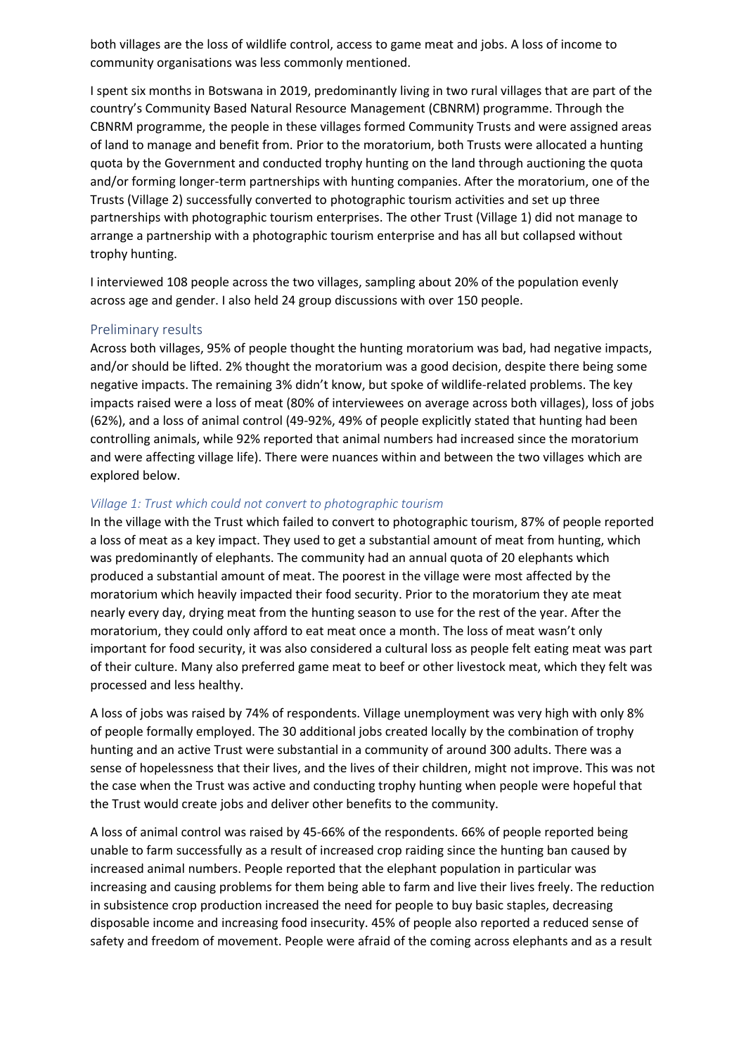both villages are the loss of wildlife control, access to game meat and jobs. A loss of income to community organisations was less commonly mentioned.

I spent six months in Botswana in 2019, predominantly living in two rural villages that are part of the country's Community Based Natural Resource Management (CBNRM) programme. Through the CBNRM programme, the people in these villages formed Community Trusts and were assigned areas of land to manage and benefit from. Prior to the moratorium, both Trusts were allocated a hunting quota by the Government and conducted trophy hunting on the land through auctioning the quota and/or forming longer-term partnerships with hunting companies. After the moratorium, one of the Trusts (Village 2) successfully converted to photographic tourism activities and set up three partnerships with photographic tourism enterprises. The other Trust (Village 1) did not manage to arrange a partnership with a photographic tourism enterprise and has all but collapsed without trophy hunting.

I interviewed 108 people across the two villages, sampling about 20% of the population evenly across age and gender. I also held 24 group discussions with over 150 people.

## Preliminary results

Across both villages, 95% of people thought the hunting moratorium was bad, had negative impacts, and/or should be lifted. 2% thought the moratorium was a good decision, despite there being some negative impacts. The remaining 3% didn't know, but spoke of wildlife-related problems. The key impacts raised were a loss of meat (80% of interviewees on average across both villages), loss of jobs (62%), and a loss of animal control (49-92%, 49% of people explicitly stated that hunting had been controlling animals, while 92% reported that animal numbers had increased since the moratorium and were affecting village life). There were nuances within and between the two villages which are explored below.

### *Village 1: Trust which could not convert to photographic tourism*

In the village with the Trust which failed to convert to photographic tourism, 87% of people reported a loss of meat as a key impact. They used to get a substantial amount of meat from hunting, which was predominantly of elephants. The community had an annual quota of 20 elephants which produced a substantial amount of meat. The poorest in the village were most affected by the moratorium which heavily impacted their food security. Prior to the moratorium they ate meat nearly every day, drying meat from the hunting season to use for the rest of the year. After the moratorium, they could only afford to eat meat once a month. The loss of meat wasn't only important for food security, it was also considered a cultural loss as people felt eating meat was part of their culture. Many also preferred game meat to beef or other livestock meat, which they felt was processed and less healthy.

A loss of jobs was raised by 74% of respondents. Village unemployment was very high with only 8% of people formally employed. The 30 additional jobs created locally by the combination of trophy hunting and an active Trust were substantial in a community of around 300 adults. There was a sense of hopelessness that their lives, and the lives of their children, might not improve. This was not the case when the Trust was active and conducting trophy hunting when people were hopeful that the Trust would create jobs and deliver other benefits to the community.

A loss of animal control was raised by 45-66% of the respondents. 66% of people reported being unable to farm successfully as a result of increased crop raiding since the hunting ban caused by increased animal numbers. People reported that the elephant population in particular was increasing and causing problems for them being able to farm and live their lives freely. The reduction in subsistence crop production increased the need for people to buy basic staples, decreasing disposable income and increasing food insecurity. 45% of people also reported a reduced sense of safety and freedom of movement. People were afraid of the coming across elephants and as a result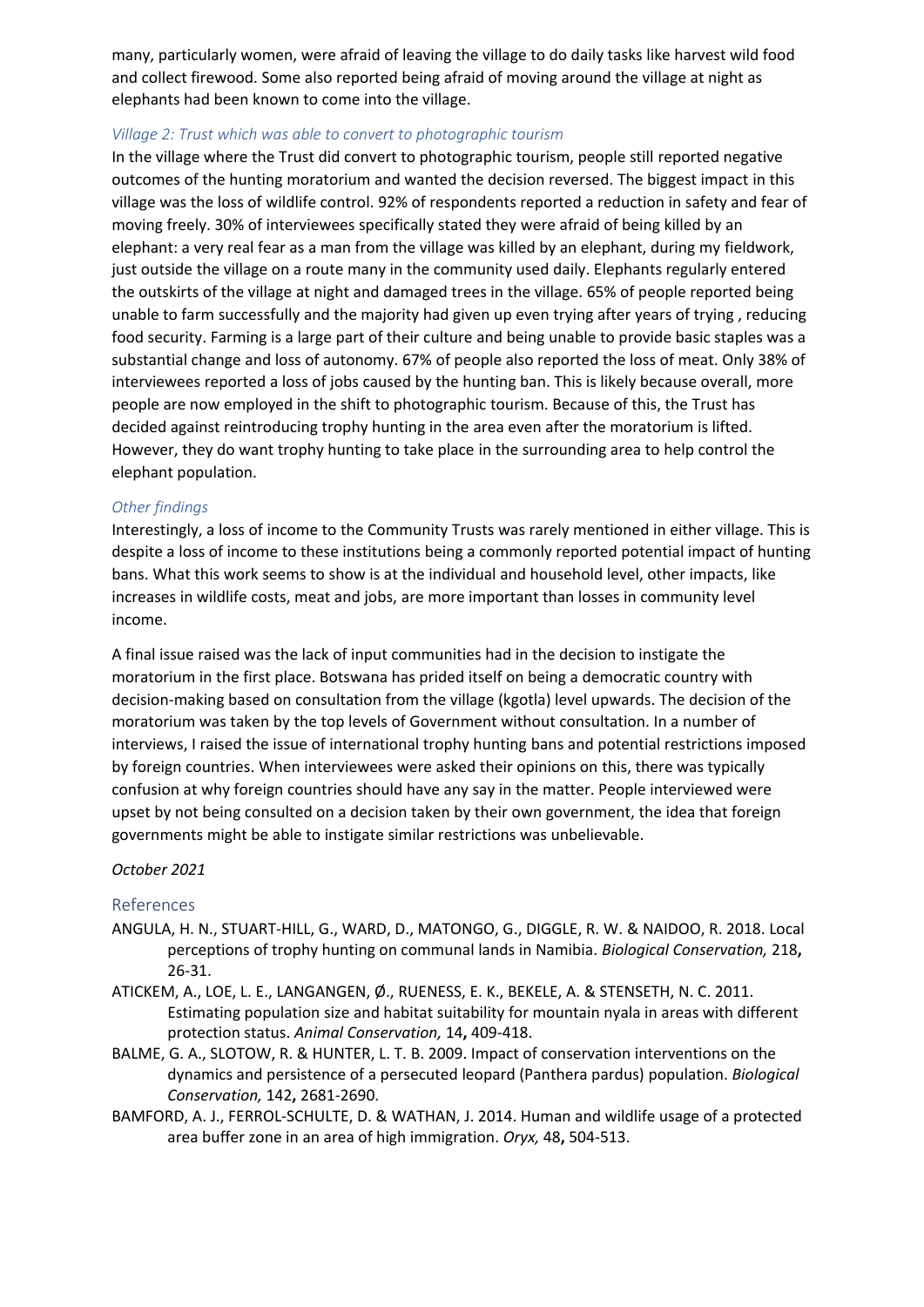many, particularly women, were afraid of leaving the village to do daily tasks like harvest wild food and collect firewood. Some also reported being afraid of moving around the village at night as elephants had been known to come into the village.

### *Village 2: Trust which was able to convert to photographic tourism*

In the village where the Trust did convert to photographic tourism, people still reported negative outcomes of the hunting moratorium and wanted the decision reversed. The biggest impact in this village was the loss of wildlife control. 92% of respondents reported a reduction in safety and fear of moving freely. 30% of interviewees specifically stated they were afraid of being killed by an elephant: a very real fear as a man from the village was killed by an elephant, during my fieldwork, just outside the village on a route many in the community used daily. Elephants regularly entered the outskirts of the village at night and damaged trees in the village. 65% of people reported being unable to farm successfully and the majority had given up even trying after years of trying , reducing food security. Farming is a large part of their culture and being unable to provide basic staples was a substantial change and loss of autonomy. 67% of people also reported the loss of meat. Only 38% of interviewees reported a loss of jobs caused by the hunting ban. This is likely because overall, more people are now employed in the shift to photographic tourism. Because of this, the Trust has decided against reintroducing trophy hunting in the area even after the moratorium is lifted. However, they do want trophy hunting to take place in the surrounding area to help control the elephant population.

### *Other findings*

Interestingly, a loss of income to the Community Trusts was rarely mentioned in either village. This is despite a loss of income to these institutions being a commonly reported potential impact of hunting bans. What this work seems to show is at the individual and household level, other impacts, like increases in wildlife costs, meat and jobs, are more important than losses in community level income.

A final issue raised was the lack of input communities had in the decision to instigate the moratorium in the first place. Botswana has prided itself on being a democratic country with decision-making based on consultation from the village (kgotla) level upwards. The decision of the moratorium was taken by the top levels of Government without consultation. In a number of interviews, I raised the issue of international trophy hunting bans and potential restrictions imposed by foreign countries. When interviewees were asked their opinions on this, there was typically confusion at why foreign countries should have any say in the matter. People interviewed were upset by not being consulted on a decision taken by their own government, the idea that foreign governments might be able to instigate similar restrictions was unbelievable.

*October 2021*

## References

ANGULA, H. N., STUART-HILL, G., WARD, D., MATONGO, G., DIGGLE, R. W. & NAIDOO, R. 2018. Local perceptions of trophy hunting on communal lands in Namibia. *Biological Conservation,* 218**,** 26-31.

ATICKEM, A., LOE, L. E., LANGANGEN, Ø., RUENESS, E. K., BEKELE, A. & STENSETH, N. C. 2011. Estimating population size and habitat suitability for mountain nyala in areas with different protection status. *Animal Conservation,* 14**,** 409-418.

BALME, G. A., SLOTOW, R. & HUNTER, L. T. B. 2009. Impact of conservation interventions on the dynamics and persistence of a persecuted leopard (Panthera pardus) population. *Biological Conservation,* 142**,** 2681-2690.

BAMFORD, A. J., FERROL-SCHULTE, D. & WATHAN, J. 2014. Human and wildlife usage of a protected area buffer zone in an area of high immigration. *Oryx,* 48**,** 504-513.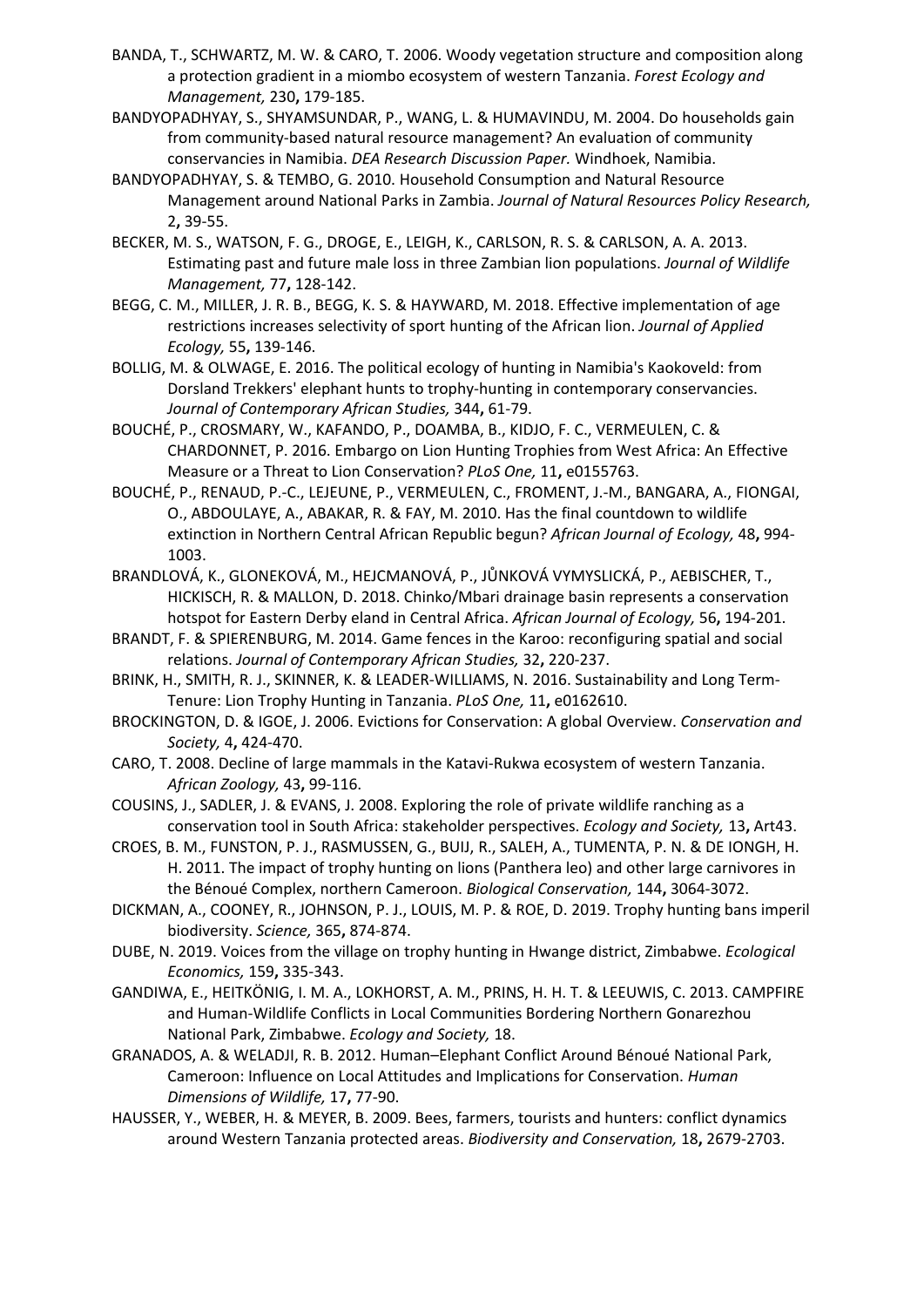BANDA, T., SCHWARTZ, M. W. & CARO, T. 2006. Woody vegetation structure and composition along a protection gradient in a miombo ecosystem of western Tanzania. *Forest Ecology and Management,* 230**,** 179-185.

BANDYOPADHYAY, S., SHYAMSUNDAR, P., WANG, L. & HUMAVINDU, M. 2004. Do households gain from community-based natural resource management? An evaluation of community conservancies in Namibia. *DEA Research Discussion Paper.* Windhoek, Namibia.

BANDYOPADHYAY, S. & TEMBO, G. 2010. Household Consumption and Natural Resource Management around National Parks in Zambia. *Journal of Natural Resources Policy Research,* 2**,** 39-55.

BECKER, M. S., WATSON, F. G., DROGE, E., LEIGH, K., CARLSON, R. S. & CARLSON, A. A. 2013. Estimating past and future male loss in three Zambian lion populations. *Journal of Wildlife Management,* 77**,** 128-142.

BEGG, C. M., MILLER, J. R. B., BEGG, K. S. & HAYWARD, M. 2018. Effective implementation of age restrictions increases selectivity of sport hunting of the African lion. *Journal of Applied Ecology,* 55**,** 139-146.

BOLLIG, M. & OLWAGE, E. 2016. The political ecology of hunting in Namibia's Kaokoveld: from Dorsland Trekkers' elephant hunts to trophy-hunting in contemporary conservancies. *Journal of Contemporary African Studies,* 344**,** 61-79.

BOUCHÉ, P., CROSMARY, W., KAFANDO, P., DOAMBA, B., KIDJO, F. C., VERMEULEN, C. & CHARDONNET, P. 2016. Embargo on Lion Hunting Trophies from West Africa: An Effective Measure or a Threat to Lion Conservation? *PLoS One,* 11**,** e0155763.

BOUCHÉ, P., RENAUD, P.-C., LEJEUNE, P., VERMEULEN, C., FROMENT, J.-M., BANGARA, A., FIONGAI, O., ABDOULAYE, A., ABAKAR, R. & FAY, M. 2010. Has the final countdown to wildlife extinction in Northern Central African Republic begun? *African Journal of Ecology,* 48**,** 994-1003.

BRANDLOVÁ, K., GLONEKOVÁ, M., HEJCMANOVÁ, P., JŮNKOVÁ VYMYSLICKÁ, P., AEBISCHER, T., HICKISCH, R. & MALLON, D. 2018. Chinko/Mbari drainage basin represents a conservation hotspot for Eastern Derby eland in Central Africa. *African Journal of Ecology,* 56**,** 194-201.

BRANDT, F. & SPIERENBURG, M. 2014. Game fences in the Karoo: reconfiguring spatial and social relations. *Journal of Contemporary African Studies,* 32**,** 220-237.

BRINK, H., SMITH, R. J., SKINNER, K. & LEADER-WILLIAMS, N. 2016. Sustainability and Long Term-Tenure: Lion Trophy Hunting in Tanzania. *PLoS One,* 11**,** e0162610.

BROCKINGTON, D. & IGOE, J. 2006. Evictions for Conservation: A global Overview. *Conservation and Society,* 4**,** 424-470.

CARO, T. 2008. Decline of large mammals in the Katavi-Rukwa ecosystem of western Tanzania. *African Zoology,* 43**,** 99-116.

COUSINS, J., SADLER, J. & EVANS, J. 2008. Exploring the role of private wildlife ranching as a conservation tool in South Africa: stakeholder perspectives. *Ecology and Society,* 13**,** Art43.

CROES, B. M., FUNSTON, P. J., RASMUSSEN, G., BUIJ, R., SALEH, A., TUMENTA, P. N. & DE IONGH, H. H. 2011. The impact of trophy hunting on lions (Panthera leo) and other large carnivores in the Bénoué Complex, northern Cameroon. *Biological Conservation,* 144**,** 3064-3072.

DICKMAN, A., COONEY, R., JOHNSON, P. J., LOUIS, M. P. & ROE, D. 2019. Trophy hunting bans imperil biodiversity. *Science,* 365**,** 874-874.

DUBE, N. 2019. Voices from the village on trophy hunting in Hwange district, Zimbabwe. *Ecological Economics,* 159**,** 335-343.

GANDIWA, E., HEITKÖNIG, I. M. A., LOKHORST, A. M., PRINS, H. H. T. & LEEUWIS, C. 2013. CAMPFIRE and Human-Wildlife Conflicts in Local Communities Bordering Northern Gonarezhou National Park, Zimbabwe. *Ecology and Society,* 18.

GRANADOS, A. & WELADJI, R. B. 2012. Human–Elephant Conflict Around Bénoué National Park, Cameroon: Influence on Local Attitudes and Implications for Conservation. *Human Dimensions of Wildlife,* 17**,** 77-90.

HAUSSER, Y., WEBER, H. & MEYER, B. 2009. Bees, farmers, tourists and hunters: conflict dynamics around Western Tanzania protected areas. *Biodiversity and Conservation,* 18**,** 2679-2703.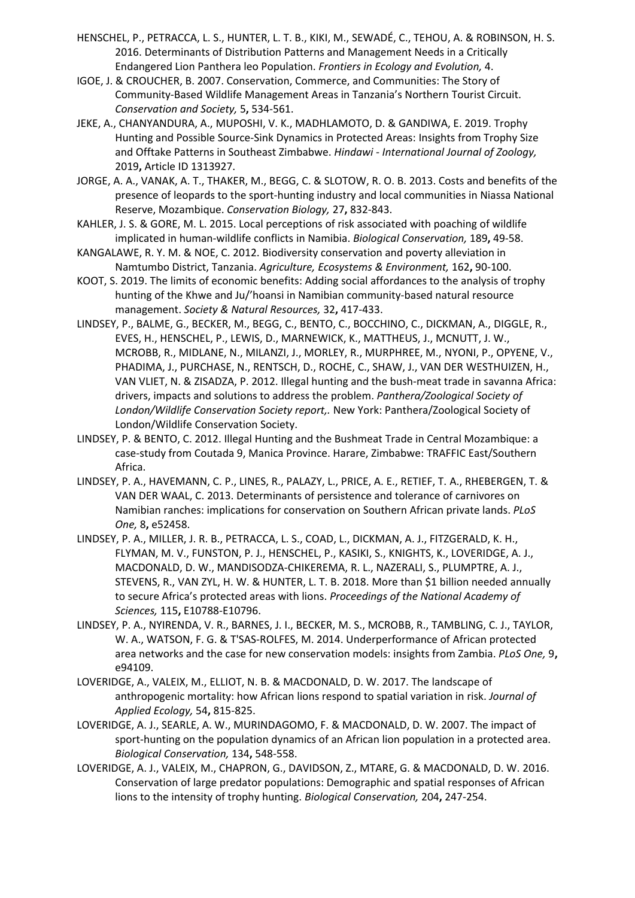HENSCHEL, P., PETRACCA, L. S., HUNTER, L. T. B., KIKI, M., SEWADÉ, C., TEHOU, A. & ROBINSON, H. S. 2016. Determinants of Distribution Patterns and Management Needs in a Critically Endangered Lion Panthera leo Population. *Frontiers in Ecology and Evolution,* 4.

IGOE, J. & CROUCHER, B. 2007. Conservation, Commerce, and Communities: The Story of Community-Based Wildlife Management Areas in Tanzania's Northern Tourist Circuit. *Conservation and Society,* 5**,** 534-561.

JEKE, A., CHANYANDURA, A., MUPOSHI, V. K., MADHLAMOTO, D. & GANDIWA, E. 2019. Trophy Hunting and Possible Source-Sink Dynamics in Protected Areas: Insights from Trophy Size and Offtake Patterns in Southeast Zimbabwe. *Hindawi - International Journal of Zoology,* 2019**,** Article ID 1313927.

JORGE, A. A., VANAK, A. T., THAKER, M., BEGG, C. & SLOTOW, R. O. B. 2013. Costs and benefits of the presence of leopards to the sport-hunting industry and local communities in Niassa National Reserve, Mozambique. *Conservation Biology,* 27**,** 832-843.

KAHLER, J. S. & GORE, M. L. 2015. Local perceptions of risk associated with poaching of wildlife implicated in human-wildlife conflicts in Namibia. *Biological Conservation,* 189**,** 49-58.

KANGALAWE, R. Y. M. & NOE, C. 2012. Biodiversity conservation and poverty alleviation in Namtumbo District, Tanzania. *Agriculture, Ecosystems & Environment,* 162**,** 90-100.

KOOT, S. 2019. The limits of economic benefits: Adding social affordances to the analysis of trophy hunting of the Khwe and Ju/'hoansi in Namibian community-based natural resource management. *Society & Natural Resources,* 32**,** 417-433.

LINDSEY, P., BALME, G., BECKER, M., BEGG, C., BENTO, C., BOCCHINO, C., DICKMAN, A., DIGGLE, R., EVES, H., HENSCHEL, P., LEWIS, D., MARNEWICK, K., MATTHEUS, J., MCNUTT, J. W., MCROBB, R., MIDLANE, N., MILANZI, J., MORLEY, R., MURPHREE, M., NYONI, P., OPYENE, V., PHADIMA, J., PURCHASE, N., RENTSCH, D., ROCHE, C., SHAW, J., VAN DER WESTHUIZEN, H., VAN VLIET, N. & ZISADZA, P. 2012. Illegal hunting and the bush-meat trade in savanna Africa: drivers, impacts and solutions to address the problem. *Panthera/Zoological Society of London/Wildlife Conservation Society report,.* New York: Panthera/Zoological Society of London/Wildlife Conservation Society.

LINDSEY, P. & BENTO, C. 2012. Illegal Hunting and the Bushmeat Trade in Central Mozambique: a case-study from Coutada 9, Manica Province. Harare, Zimbabwe: TRAFFIC East/Southern Africa.

LINDSEY, P. A., HAVEMANN, C. P., LINES, R., PALAZY, L., PRICE, A. E., RETIEF, T. A., RHEBERGEN, T. & VAN DER WAAL, C. 2013. Determinants of persistence and tolerance of carnivores on Namibian ranches: implications for conservation on Southern African private lands. *PLoS One,* 8**,** e52458.

LINDSEY, P. A., MILLER, J. R. B., PETRACCA, L. S., COAD, L., DICKMAN, A. J., FITZGERALD, K. H., FLYMAN, M. V., FUNSTON, P. J., HENSCHEL, P., KASIKI, S., KNIGHTS, K., LOVERIDGE, A. J., MACDONALD, D. W., MANDISODZA-CHIKEREMA, R. L., NAZERALI, S., PLUMPTRE, A. J., STEVENS, R., VAN ZYL, H. W. & HUNTER, L. T. B. 2018. More than $1 billion needed annually to secure Africa's protected areas with lions. *Proceedings of the National Academy of Sciences,* 115**,** E10788-E10796.

LINDSEY, P. A., NYIRENDA, V. R., BARNES, J. I., BECKER, M. S., MCROBB, R., TAMBLING, C. J., TAYLOR, W. A., WATSON, F. G. & T'SAS-ROLFES, M. 2014. Underperformance of African protected area networks and the case for new conservation models: insights from Zambia. *PLoS One,* 9**,** e94109.

LOVERIDGE, A., VALEIX, M., ELLIOT, N. B. & MACDONALD, D. W. 2017. The landscape of anthropogenic mortality: how African lions respond to spatial variation in risk. *Journal of Applied Ecology,* 54**,** 815-825.

LOVERIDGE, A. J., SEARLE, A. W., MURINDAGOMO, F. & MACDONALD, D. W. 2007. The impact of sport-hunting on the population dynamics of an African lion population in a protected area. *Biological Conservation,* 134**,** 548-558.

LOVERIDGE, A. J., VALEIX, M., CHAPRON, G., DAVIDSON, Z., MTARE, G. & MACDONALD, D. W. 2016. Conservation of large predator populations: Demographic and spatial responses of African lions to the intensity of trophy hunting. *Biological Conservation,* 204**,** 247-254.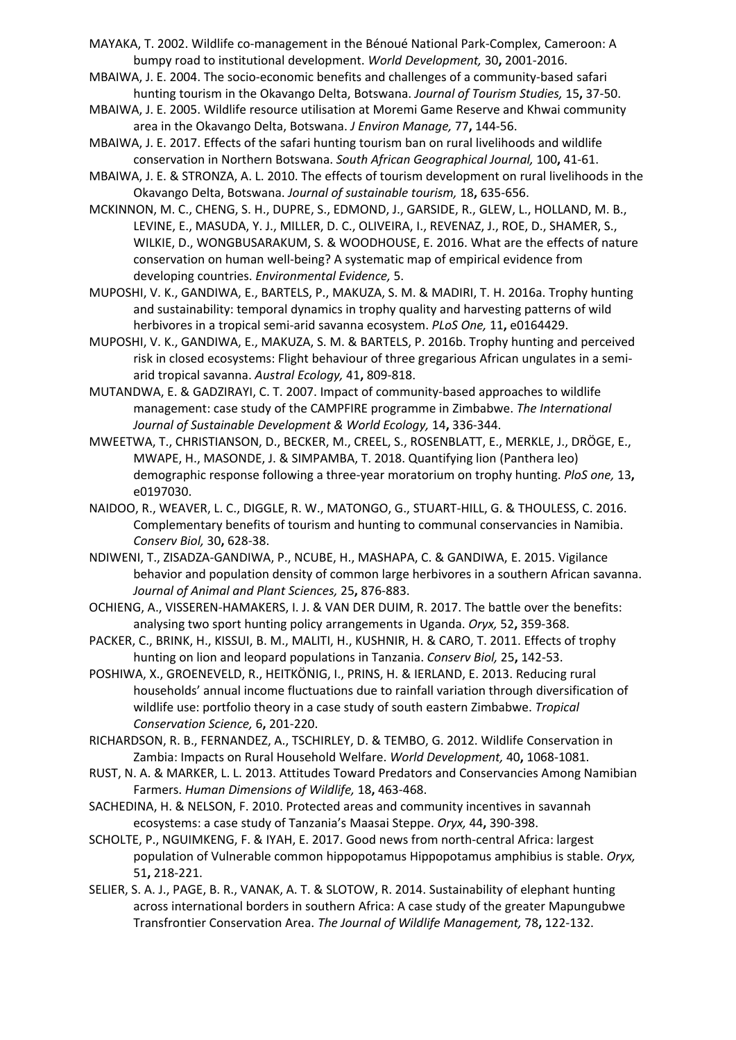MAYAKA, T. 2002. Wildlife co-management in the Bénoué National Park-Complex, Cameroon: A bumpy road to institutional development. *World Development,* 30**,** 2001-2016.

MBAIWA, J. E. 2004. The socio-economic benefits and challenges of a community-based safari hunting tourism in the Okavango Delta, Botswana. *Journal of Tourism Studies,* 15**,** 37-50.

MBAIWA, J. E. 2005. Wildlife resource utilisation at Moremi Game Reserve and Khwai community area in the Okavango Delta, Botswana. *J Environ Manage,* 77**,** 144-56.

MBAIWA, J. E. 2017. Effects of the safari hunting tourism ban on rural livelihoods and wildlife conservation in Northern Botswana. *South African Geographical Journal,* 100**,** 41-61.

MBAIWA, J. E. & STRONZA, A. L. 2010. The effects of tourism development on rural livelihoods in the Okavango Delta, Botswana. *Journal of sustainable tourism,* 18**,** 635-656.

MCKINNON, M. C., CHENG, S. H., DUPRE, S., EDMOND, J., GARSIDE, R., GLEW, L., HOLLAND, M. B., LEVINE, E., MASUDA, Y. J., MILLER, D. C., OLIVEIRA, I., REVENAZ, J., ROE, D., SHAMER, S., WILKIE, D., WONGBUSARAKUM, S. & WOODHOUSE, E. 2016. What are the effects of nature conservation on human well-being? A systematic map of empirical evidence from developing countries. *Environmental Evidence,* 5.

MUPOSHI, V. K., GANDIWA, E., BARTELS, P., MAKUZA, S. M. & MADIRI, T. H. 2016a. Trophy hunting and sustainability: temporal dynamics in trophy quality and harvesting patterns of wild herbivores in a tropical semi-arid savanna ecosystem. *PLoS One,* 11**,** e0164429.

MUPOSHI, V. K., GANDIWA, E., MAKUZA, S. M. & BARTELS, P. 2016b. Trophy hunting and perceived risk in closed ecosystems: Flight behaviour of three gregarious African ungulates in a semi-arid tropical savanna. *Austral Ecology,* 41**,** 809-818.

MUTANDWA, E. & GADZIRAYI, C. T. 2007. Impact of community-based approaches to wildlife management: case study of the CAMPFIRE programme in Zimbabwe. *The International Journal of Sustainable Development & World Ecology,* 14**,** 336-344.

MWEETWA, T., CHRISTIANSON, D., BECKER, M., CREEL, S., ROSENBLATT, E., MERKLE, J., DRÖGE, E., MWAPE, H., MASONDE, J. & SIMPAMBA, T. 2018. Quantifying lion (Panthera leo) demographic response following a three-year moratorium on trophy hunting. *PloS one,* 13**,** e0197030.

NAIDOO, R., WEAVER, L. C., DIGGLE, R. W., MATONGO, G., STUART-HILL, G. & THOULESS, C. 2016. Complementary benefits of tourism and hunting to communal conservancies in Namibia. *Conserv Biol,* 30**,** 628-38.

NDIWENI, T., ZISADZA-GANDIWA, P., NCUBE, H., MASHAPA, C. & GANDIWA, E. 2015. Vigilance behavior and population density of common large herbivores in a southern African savanna. *Journal of Animal and Plant Sciences,* 25**,** 876-883.

OCHIENG, A., VISSEREN-HAMAKERS, I. J. & VAN DER DUIM, R. 2017. The battle over the benefits: analysing two sport hunting policy arrangements in Uganda. *Oryx,* 52**,** 359-368.

PACKER, C., BRINK, H., KISSUI, B. M., MALITI, H., KUSHNIR, H. & CARO, T. 2011. Effects of trophy hunting on lion and leopard populations in Tanzania. *Conserv Biol,* 25**,** 142-53.

POSHIWA, X., GROENEVELD, R., HEITKÖNIG, I., PRINS, H. & IERLAND, E. 2013. Reducing rural households' annual income fluctuations due to rainfall variation through diversification of wildlife use: portfolio theory in a case study of south eastern Zimbabwe. *Tropical Conservation Science,* 6**,** 201-220.

RICHARDSON, R. B., FERNANDEZ, A., TSCHIRLEY, D. & TEMBO, G. 2012. Wildlife Conservation in Zambia: Impacts on Rural Household Welfare. *World Development,* 40**,** 1068-1081.

RUST, N. A. & MARKER, L. L. 2013. Attitudes Toward Predators and Conservancies Among Namibian Farmers. *Human Dimensions of Wildlife,* 18**,** 463-468.

SACHEDINA, H. & NELSON, F. 2010. Protected areas and community incentives in savannah ecosystems: a case study of Tanzania's Maasai Steppe. *Oryx,* 44**,** 390-398.

SCHOLTE, P., NGUIMKENG, F. & IYAH, E. 2017. Good news from north-central Africa: largest population of Vulnerable common hippopotamus Hippopotamus amphibius is stable. *Oryx,* 51**,** 218-221.

SELIER, S. A. J., PAGE, B. R., VANAK, A. T. & SLOTOW, R. 2014. Sustainability of elephant hunting across international borders in southern Africa: A case study of the greater Mapungubwe Transfrontier Conservation Area. *The Journal of Wildlife Management,* 78**,** 122-132.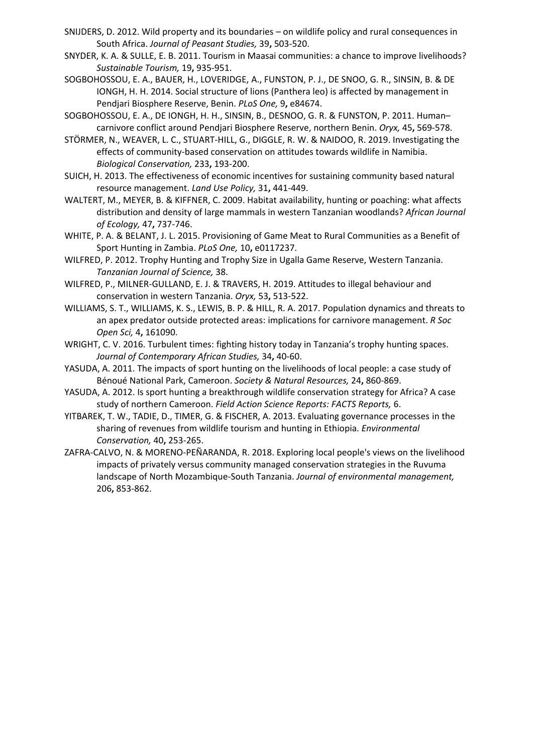SNIJDERS, D. 2012. Wild property and its boundaries – on wildlife policy and rural consequences in South Africa. *Journal of Peasant Studies,* 39**,** 503-520.

SNYDER, K. A. & SULLE, E. B. 2011. Tourism in Maasai communities: a chance to improve livelihoods? *Sustainable Tourism,* 19**,** 935-951.

SOGBOHOSSOU, E. A., BAUER, H., LOVERIDGE, A., FUNSTON, P. J., DE SNOO, G. R., SINSIN, B. & DE IONGH, H. H. 2014. Social structure of lions (Panthera leo) is affected by management in Pendjari Biosphere Reserve, Benin. *PLoS One,* 9**,** e84674.

SOGBOHOSSOU, E. A., DE IONGH, H. H., SINSIN, B., DESNOO, G. R. & FUNSTON, P. 2011. Human–carnivore conflict around Pendjari Biosphere Reserve, northern Benin. *Oryx,* 45**,** 569-578.

STÖRMER, N., WEAVER, L. C., STUART-HILL, G., DIGGLE, R. W. & NAIDOO, R. 2019. Investigating the effects of community-based conservation on attitudes towards wildlife in Namibia. *Biological Conservation,* 233**,** 193-200.

SUICH, H. 2013. The effectiveness of economic incentives for sustaining community based natural resource management. *Land Use Policy,* 31**,** 441-449.

WALTERT, M., MEYER, B. & KIFFNER, C. 2009. Habitat availability, hunting or poaching: what affects distribution and density of large mammals in western Tanzanian woodlands? *African Journal of Ecology,* 47**,** 737-746.

WHITE, P. A. & BELANT, J. L. 2015. Provisioning of Game Meat to Rural Communities as a Benefit of Sport Hunting in Zambia. *PLoS One,* 10**,** e0117237.

WILFRED, P. 2012. Trophy Hunting and Trophy Size in Ugalla Game Reserve, Western Tanzania. *Tanzanian Journal of Science,* 38.

WILFRED, P., MILNER-GULLAND, E. J. & TRAVERS, H. 2019. Attitudes to illegal behaviour and conservation in western Tanzania. *Oryx,* 53**,** 513-522.

WILLIAMS, S. T., WILLIAMS, K. S., LEWIS, B. P. & HILL, R. A. 2017. Population dynamics and threats to an apex predator outside protected areas: implications for carnivore management. *R Soc Open Sci,* 4**,** 161090.

WRIGHT, C. V. 2016. Turbulent times: fighting history today in Tanzania's trophy hunting spaces. *Journal of Contemporary African Studies,* 34**,** 40-60.

YASUDA, A. 2011. The impacts of sport hunting on the livelihoods of local people: a case study of Bénoué National Park, Cameroon. *Society & Natural Resources,* 24**,** 860-869.

YASUDA, A. 2012. Is sport hunting a breakthrough wildlife conservation strategy for Africa? A case study of northern Cameroon. *Field Action Science Reports: FACTS Reports,* 6.

YITBAREK, T. W., TADIE, D., TIMER, G. & FISCHER, A. 2013. Evaluating governance processes in the sharing of revenues from wildlife tourism and hunting in Ethiopia. *Environmental Conservation,* 40**,** 253-265.

ZAFRA-CALVO, N. & MORENO-PEÑARANDA, R. 2018. Exploring local people's views on the livelihood impacts of privately versus community managed conservation strategies in the Ruvuma landscape of North Mozambique-South Tanzania. *Journal of environmental management,* 206**,** 853-862.